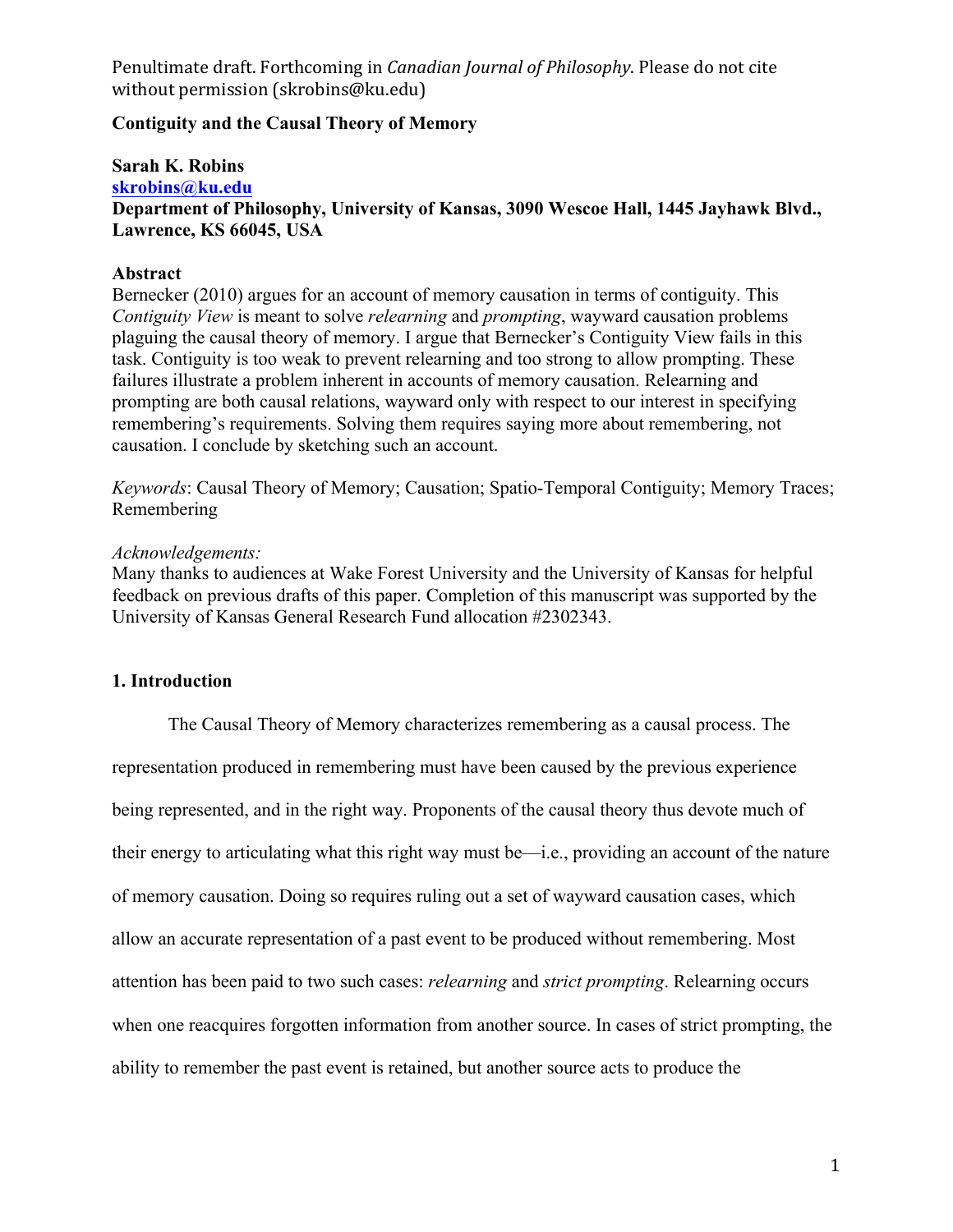Penultimate draft. Forthcoming in *Canadian Journal of Philosophy*. Please do not cite without permission (skrobins@ku.edu)

# Contiguity and the Causal Theory of Memory

**Sarah K. Robins**
**skrobins@ku.edu**
**Department of Philosophy, University of Kansas, 3090 Wescoe Hall, 1445 Jayhawk Blvd., Lawrence, KS 66045, USA**

## Abstract

Bernecker (2010) argues for an account of memory causation in terms of contiguity. This *Contiguity View* is meant to solve *relearning* and *prompting*, wayward causation problems plaguing the causal theory of memory. I argue that Bernecker's Contiguity View fails in this task. Contiguity is too weak to prevent relearning and too strong to allow prompting. These failures illustrate a problem inherent in accounts of memory causation. Relearning and prompting are both causal relations, wayward only with respect to our interest in specifying remembering's requirements. Solving them requires saying more about remembering, not causation. I conclude by sketching such an account.

*Keywords*: Causal Theory of Memory; Causation; Spatio-Temporal Contiguity; Memory Traces; Remembering

*Acknowledgements:*
Many thanks to audiences at Wake Forest University and the University of Kansas for helpful feedback on previous drafts of this paper. Completion of this manuscript was supported by the University of Kansas General Research Fund allocation #2302343.

## 1. Introduction

The Causal Theory of Memory characterizes remembering as a causal process. The representation produced in remembering must have been caused by the previous experience being represented, and in the right way. Proponents of the causal theory thus devote much of their energy to articulating what this right way must be—i.e., providing an account of the nature of memory causation. Doing so requires ruling out a set of wayward causation cases, which allow an accurate representation of a past event to be produced without remembering. Most attention has been paid to two such cases: *relearning* and *strict prompting*. Relearning occurs when one reacquires forgotten information from another source. In cases of strict prompting, the ability to remember the past event is retained, but another source acts to produce the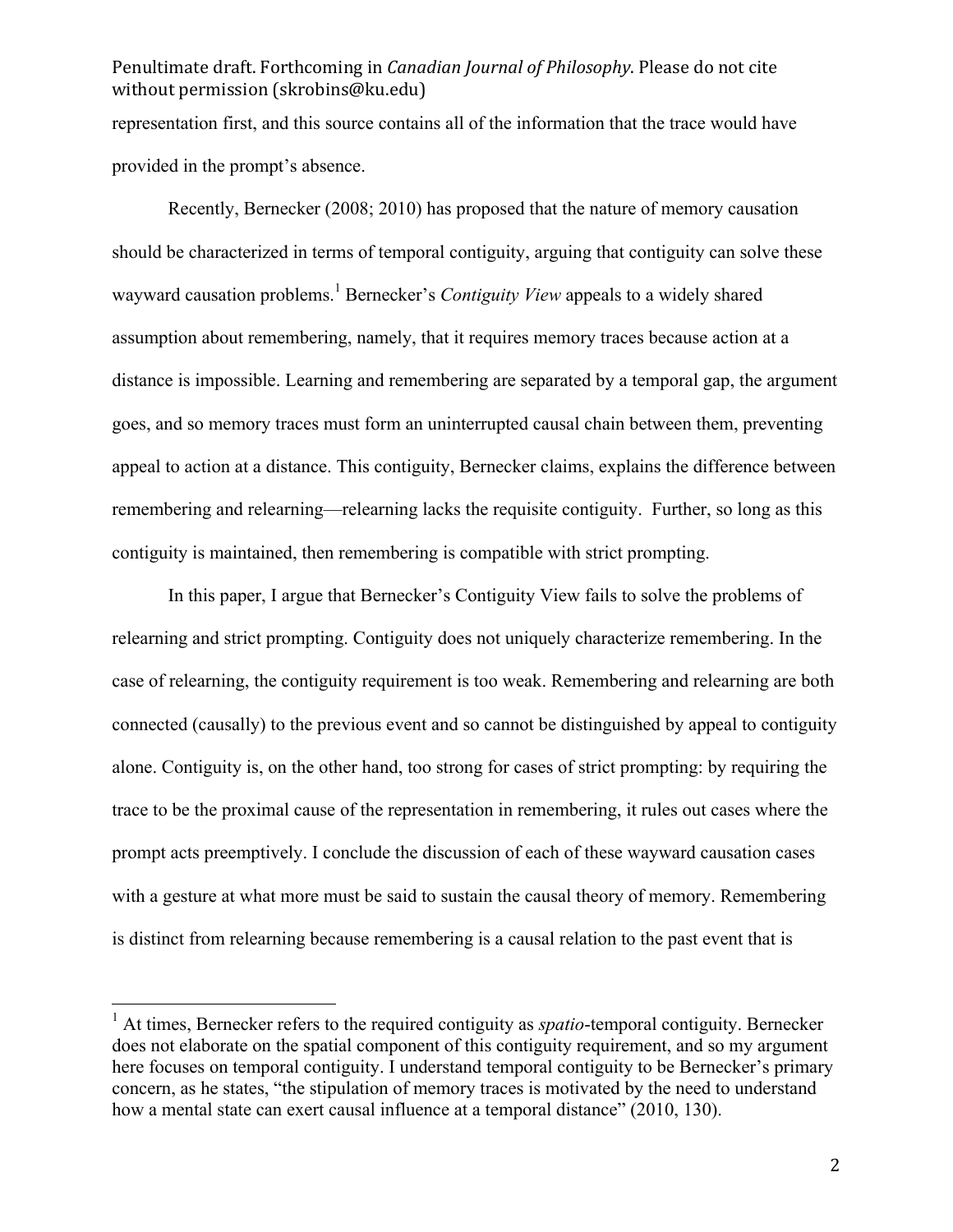representation first, and this source contains all of the information that the trace would have provided in the prompt's absence.

Recently, Bernecker (2008; 2010) has proposed that the nature of memory causation should be characterized in terms of temporal contiguity, arguing that contiguity can solve these wayward causation problems.[1] Bernecker's *Contiguity View* appeals to a widely shared assumption about remembering, namely, that it requires memory traces because action at a distance is impossible. Learning and remembering are separated by a temporal gap, the argument goes, and so memory traces must form an uninterrupted causal chain between them, preventing appeal to action at a distance. This contiguity, Bernecker claims, explains the difference between remembering and relearning—relearning lacks the requisite contiguity. Further, so long as this contiguity is maintained, then remembering is compatible with strict prompting.

In this paper, I argue that Bernecker's Contiguity View fails to solve the problems of relearning and strict prompting. Contiguity does not uniquely characterize remembering. In the case of relearning, the contiguity requirement is too weak. Remembering and relearning are both connected (causally) to the previous event and so cannot be distinguished by appeal to contiguity alone. Contiguity is, on the other hand, too strong for cases of strict prompting: by requiring the trace to be the proximal cause of the representation in remembering, it rules out cases where the prompt acts preemptively. I conclude the discussion of each of these wayward causation cases with a gesture at what more must be said to sustain the causal theory of memory. Remembering is distinct from relearning because remembering is a causal relation to the past event that is

[1] At times, Bernecker refers to the required contiguity as *spatio*-temporal contiguity. Bernecker does not elaborate on the spatial component of this contiguity requirement, and so my argument here focuses on temporal contiguity. I understand temporal contiguity to be Bernecker's primary concern, as he states, "the stipulation of memory traces is motivated by the need to understand how a mental state can exert causal influence at a temporal distance" (2010, 130).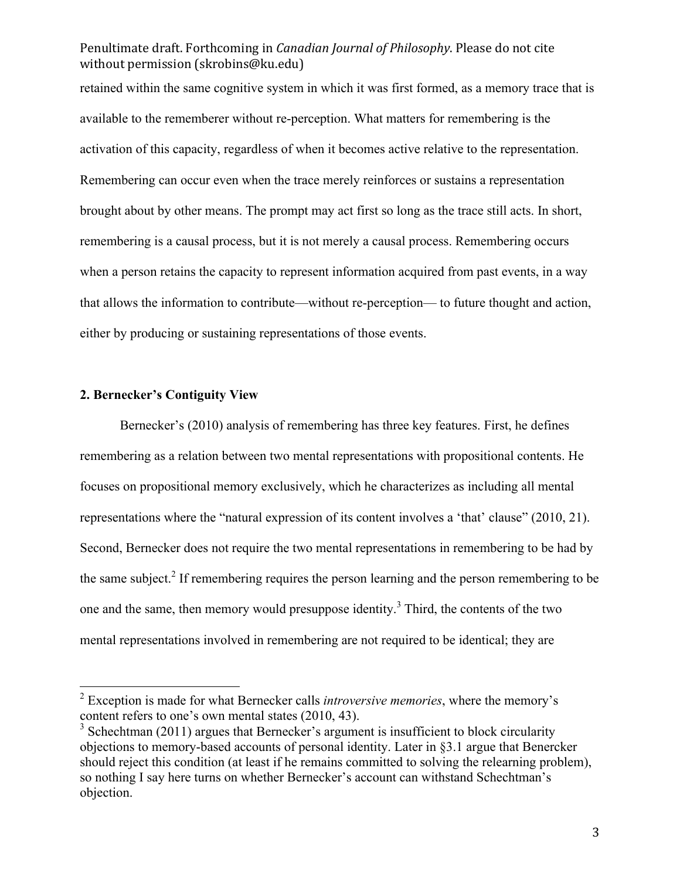retained within the same cognitive system in which it was first formed, as a memory trace that is available to the rememberer without re-perception. What matters for remembering is the activation of this capacity, regardless of when it becomes active relative to the representation. Remembering can occur even when the trace merely reinforces or sustains a representation brought about by other means. The prompt may act first so long as the trace still acts. In short, remembering is a causal process, but it is not merely a causal process. Remembering occurs when a person retains the capacity to represent information acquired from past events, in a way that allows the information to contribute—without re-perception— to future thought and action, either by producing or sustaining representations of those events.

## 2. Bernecker's Contiguity View

Bernecker's (2010) analysis of remembering has three key features. First, he defines remembering as a relation between two mental representations with propositional contents. He focuses on propositional memory exclusively, which he characterizes as including all mental representations where the "natural expression of its content involves a 'that' clause" (2010, 21). Second, Bernecker does not require the two mental representations in remembering to be had by the same subject.[2] If remembering requires the person learning and the person remembering to be one and the same, then memory would presuppose identity.[3] Third, the contents of the two mental representations involved in remembering are not required to be identical; they are

---

[2] Exception is made for what Bernecker calls *introversive memories*, where the memory's content refers to one's own mental states (2010, 43).

[3] Schechtman (2011) argues that Bernecker's argument is insufficient to block circularity objections to memory-based accounts of personal identity. Later in §3.1 argue that Benercker should reject this condition (at least if he remains committed to solving the relearning problem), so nothing I say here turns on whether Bernecker's account can withstand Schechtman's objection.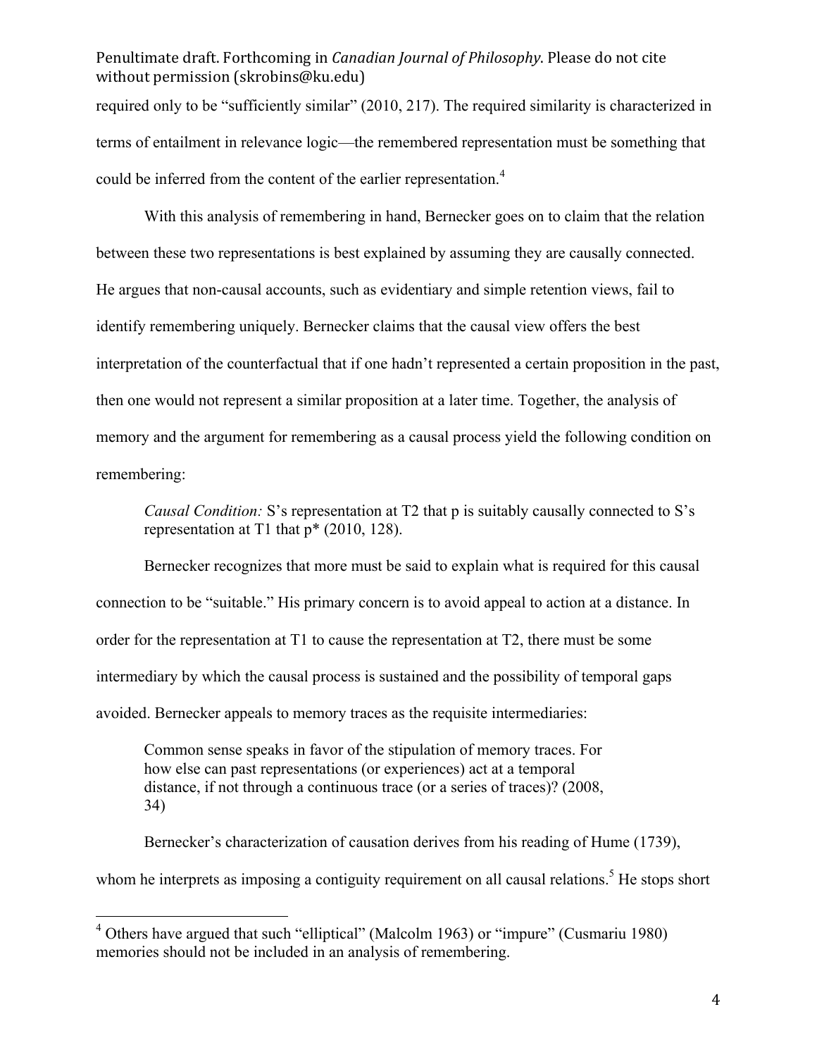required only to be "sufficiently similar" (2010, 217). The required similarity is characterized in terms of entailment in relevance logic—the remembered representation must be something that could be inferred from the content of the earlier representation.[4]

With this analysis of remembering in hand, Bernecker goes on to claim that the relation between these two representations is best explained by assuming they are causally connected. He argues that non-causal accounts, such as evidentiary and simple retention views, fail to identify remembering uniquely. Bernecker claims that the causal view offers the best interpretation of the counterfactual that if one hadn't represented a certain proposition in the past, then one would not represent a similar proposition at a later time. Together, the analysis of memory and the argument for remembering as a causal process yield the following condition on remembering:

> *Causal Condition:* S's representation at T2 that p is suitably causally connected to S's representation at T1 that p* (2010, 128).

Bernecker recognizes that more must be said to explain what is required for this causal connection to be "suitable." His primary concern is to avoid appeal to action at a distance. In order for the representation at T1 to cause the representation at T2, there must be some intermediary by which the causal process is sustained and the possibility of temporal gaps avoided. Bernecker appeals to memory traces as the requisite intermediaries:

> Common sense speaks in favor of the stipulation of memory traces. For how else can past representations (or experiences) act at a temporal distance, if not through a continuous trace (or a series of traces)? (2008, 34)

Bernecker's characterization of causation derives from his reading of Hume (1739), whom he interprets as imposing a contiguity requirement on all causal relations.[5] He stops short

---

[4] Others have argued that such "elliptical" (Malcolm 1963) or "impure" (Cusmariu 1980) memories should not be included in an analysis of remembering.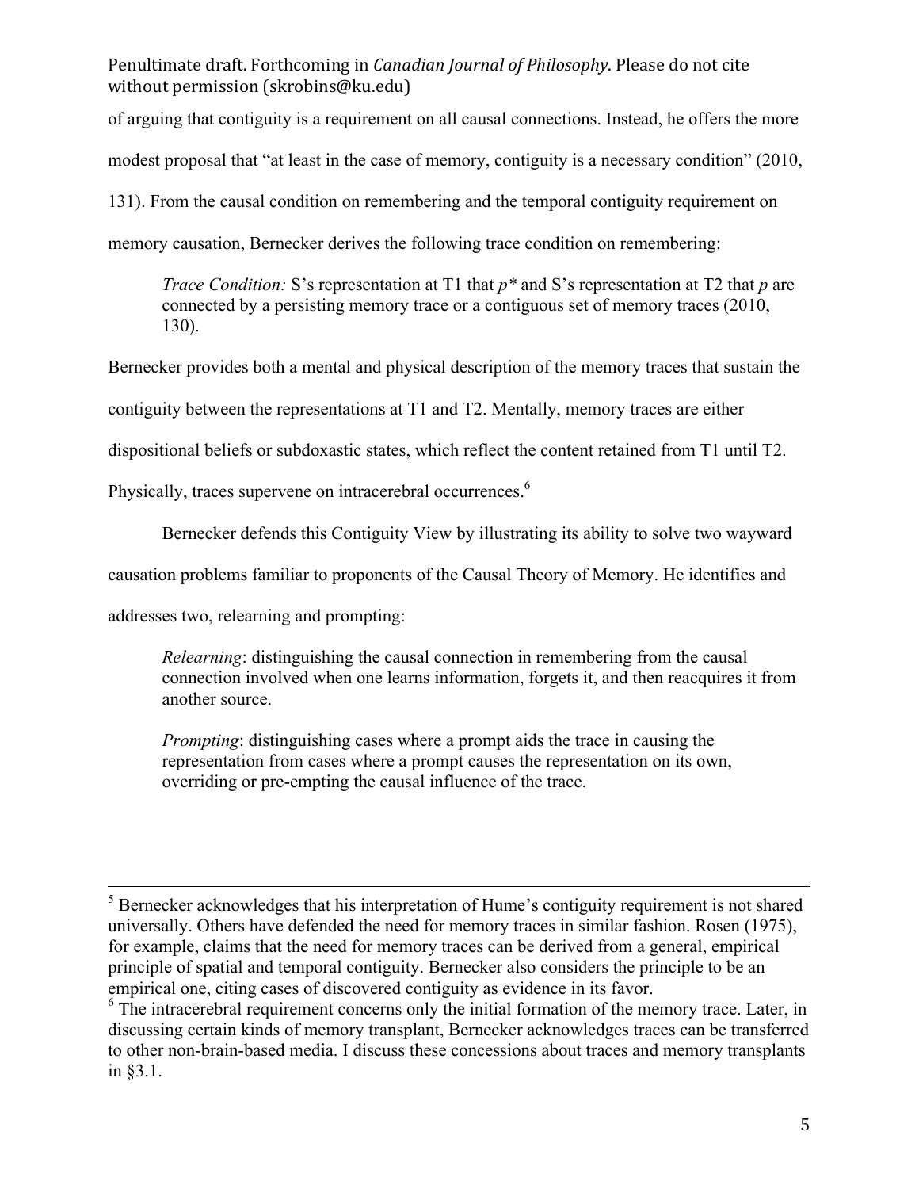of arguing that contiguity is a requirement on all causal connections. Instead, he offers the more modest proposal that "at least in the case of memory, contiguity is a necessary condition" (2010, 131). From the causal condition on remembering and the temporal contiguity requirement on memory causation, Bernecker derives the following trace condition on remembering:

> *Trace Condition:* S's representation at T1 that *p\** and S's representation at T2 that *p* are connected by a persisting memory trace or a contiguous set of memory traces (2010, 130).

Bernecker provides both a mental and physical description of the memory traces that sustain the contiguity between the representations at T1 and T2. Mentally, memory traces are either dispositional beliefs or subdoxastic states, which reflect the content retained from T1 until T2. Physically, traces supervene on intracerebral occurrences.[6]

Bernecker defends this Contiguity View by illustrating its ability to solve two wayward causation problems familiar to proponents of the Causal Theory of Memory. He identifies and addresses two, relearning and prompting:

> *Relearning*: distinguishing the causal connection in remembering from the causal connection involved when one learns information, forgets it, and then reacquires it from another source.
>
> *Prompting*: distinguishing cases where a prompt aids the trace in causing the representation from cases where a prompt causes the representation on its own, overriding or pre-empting the causal influence of the trace.

---

[5] Bernecker acknowledges that his interpretation of Hume's contiguity requirement is not shared universally. Others have defended the need for memory traces in similar fashion. Rosen (1975), for example, claims that the need for memory traces can be derived from a general, empirical principle of spatial and temporal contiguity. Bernecker also considers the principle to be an empirical one, citing cases of discovered contiguity as evidence in its favor.

[6] The intracerebral requirement concerns only the initial formation of the memory trace. Later, in discussing certain kinds of memory transplant, Bernecker acknowledges traces can be transferred to other non-brain-based media. I discuss these concessions about traces and memory transplants in §3.1.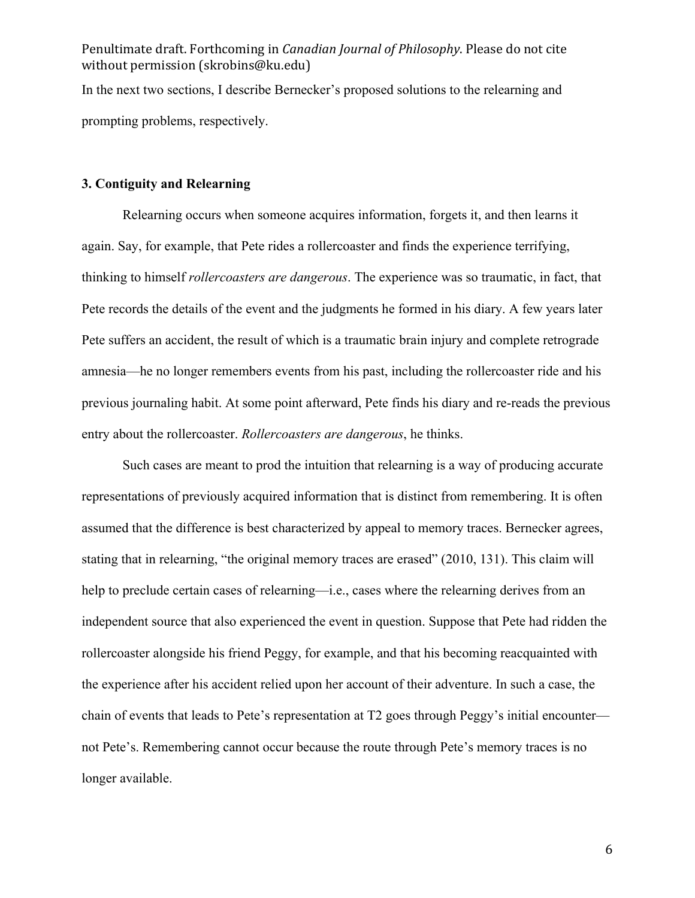In the next two sections, I describe Bernecker's proposed solutions to the relearning and prompting problems, respectively.

### 3. Contiguity and Relearning

Relearning occurs when someone acquires information, forgets it, and then learns it again. Say, for example, that Pete rides a rollercoaster and finds the experience terrifying, thinking to himself *rollercoasters are dangerous*. The experience was so traumatic, in fact, that Pete records the details of the event and the judgments he formed in his diary. A few years later Pete suffers an accident, the result of which is a traumatic brain injury and complete retrograde amnesia—he no longer remembers events from his past, including the rollercoaster ride and his previous journaling habit. At some point afterward, Pete finds his diary and re-reads the previous entry about the rollercoaster. *Rollercoasters are dangerous*, he thinks.

Such cases are meant to prod the intuition that relearning is a way of producing accurate representations of previously acquired information that is distinct from remembering. It is often assumed that the difference is best characterized by appeal to memory traces. Bernecker agrees, stating that in relearning, "the original memory traces are erased" (2010, 131). This claim will help to preclude certain cases of relearning—i.e., cases where the relearning derives from an independent source that also experienced the event in question. Suppose that Pete had ridden the rollercoaster alongside his friend Peggy, for example, and that his becoming reacquainted with the experience after his accident relied upon her account of their adventure. In such a case, the chain of events that leads to Pete's representation at T2 goes through Peggy's initial encounter—not Pete's. Remembering cannot occur because the route through Pete's memory traces is no longer available.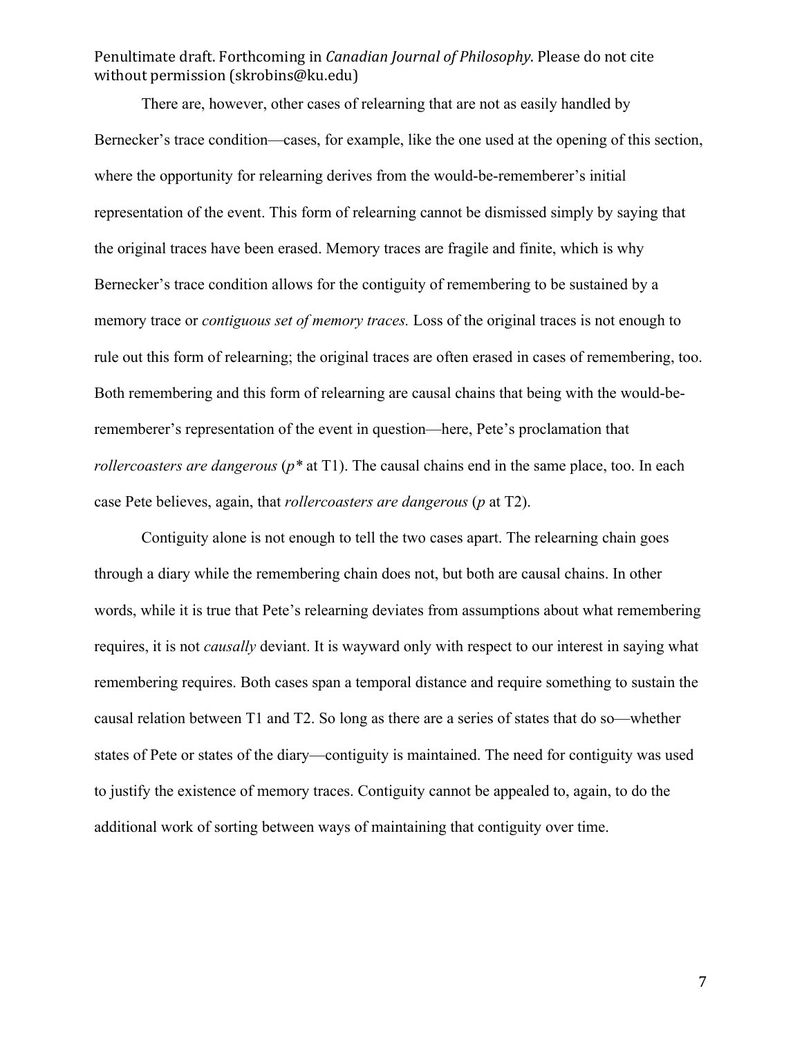There are, however, other cases of relearning that are not as easily handled by Bernecker's trace condition—cases, for example, like the one used at the opening of this section, where the opportunity for relearning derives from the would-be-rememberer's initial representation of the event. This form of relearning cannot be dismissed simply by saying that the original traces have been erased. Memory traces are fragile and finite, which is why Bernecker's trace condition allows for the contiguity of remembering to be sustained by a memory trace or *contiguous set of memory traces.* Loss of the original traces is not enough to rule out this form of relearning; the original traces are often erased in cases of remembering, too. Both remembering and this form of relearning are causal chains that being with the would-be-rememberer's representation of the event in question—here, Pete's proclamation that *rollercoasters are dangerous* (*p\** at T1). The causal chains end in the same place, too. In each case Pete believes, again, that *rollercoasters are dangerous* (*p* at T2).

Contiguity alone is not enough to tell the two cases apart. The relearning chain goes through a diary while the remembering chain does not, but both are causal chains. In other words, while it is true that Pete's relearning deviates from assumptions about what remembering requires, it is not *causally* deviant. It is wayward only with respect to our interest in saying what remembering requires. Both cases span a temporal distance and require something to sustain the causal relation between T1 and T2. So long as there are a series of states that do so—whether states of Pete or states of the diary—contiguity is maintained. The need for contiguity was used to justify the existence of memory traces. Contiguity cannot be appealed to, again, to do the additional work of sorting between ways of maintaining that contiguity over time.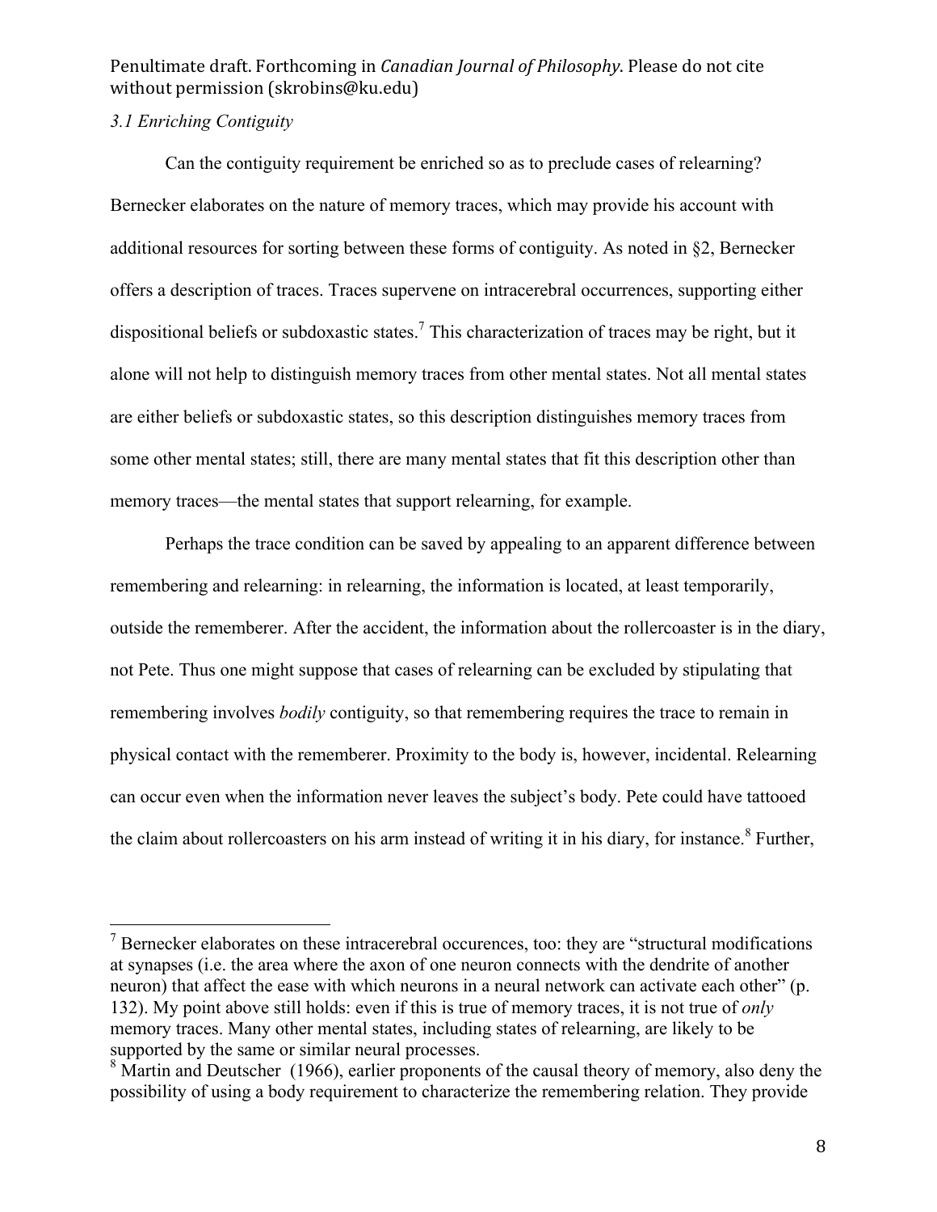### *3.1 Enriching Contiguity*

Can the contiguity requirement be enriched so as to preclude cases of relearning? Bernecker elaborates on the nature of memory traces, which may provide his account with additional resources for sorting between these forms of contiguity. As noted in §2, Bernecker offers a description of traces. Traces supervene on intracerebral occurrences, supporting either dispositional beliefs or subdoxastic states.[7] This characterization of traces may be right, but it alone will not help to distinguish memory traces from other mental states. Not all mental states are either beliefs or subdoxastic states, so this description distinguishes memory traces from some other mental states; still, there are many mental states that fit this description other than memory traces—the mental states that support relearning, for example.

Perhaps the trace condition can be saved by appealing to an apparent difference between remembering and relearning: in relearning, the information is located, at least temporarily, outside the rememberer. After the accident, the information about the rollercoaster is in the diary, not Pete. Thus one might suppose that cases of relearning can be excluded by stipulating that remembering involves *bodily* contiguity, so that remembering requires the trace to remain in physical contact with the rememberer. Proximity to the body is, however, incidental. Relearning can occur even when the information never leaves the subject's body. Pete could have tattooed the claim about rollercoasters on his arm instead of writing it in his diary, for instance.[8] Further,

---

[7] Bernecker elaborates on these intracerebral occurences, too: they are "structural modifications at synapses (i.e. the area where the axon of one neuron connects with the dendrite of another neuron) that affect the ease with which neurons in a neural network can activate each other" (p. 132). My point above still holds: even if this is true of memory traces, it is not true of *only* memory traces. Many other mental states, including states of relearning, are likely to be supported by the same or similar neural processes.

[8] Martin and Deutscher (1966), earlier proponents of the causal theory of memory, also deny the possibility of using a body requirement to characterize the remembering relation. They provide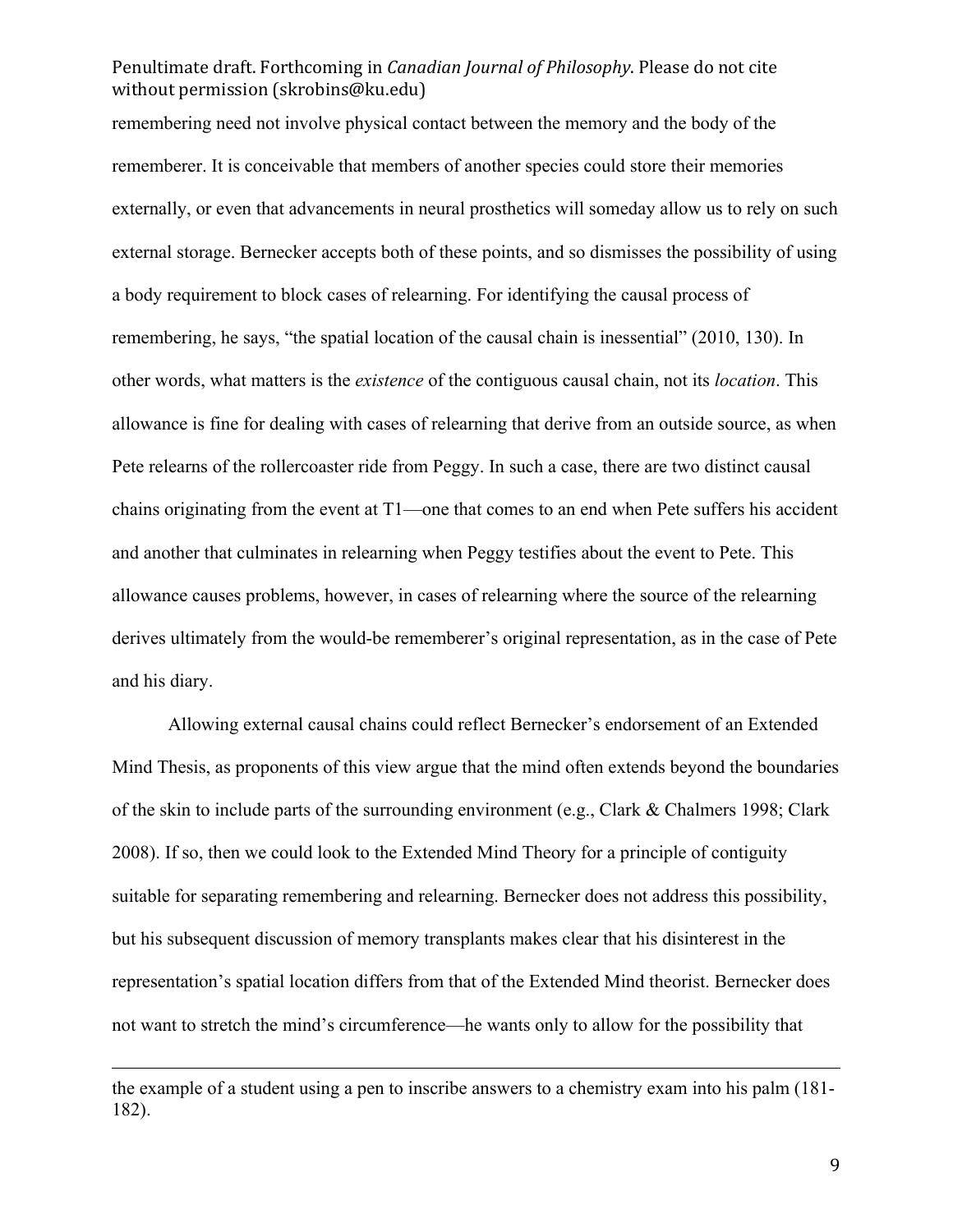remembering need not involve physical contact between the memory and the body of the rememberer. It is conceivable that members of another species could store their memories externally, or even that advancements in neural prosthetics will someday allow us to rely on such external storage. Bernecker accepts both of these points, and so dismisses the possibility of using a body requirement to block cases of relearning. For identifying the causal process of remembering, he says, "the spatial location of the causal chain is inessential" (2010, 130). In other words, what matters is the *existence* of the contiguous causal chain, not its *location*. This allowance is fine for dealing with cases of relearning that derive from an outside source, as when Pete relearns of the rollercoaster ride from Peggy. In such a case, there are two distinct causal chains originating from the event at T1—one that comes to an end when Pete suffers his accident and another that culminates in relearning when Peggy testifies about the event to Pete. This allowance causes problems, however, in cases of relearning where the source of the relearning derives ultimately from the would-be rememberer's original representation, as in the case of Pete and his diary.

Allowing external causal chains could reflect Bernecker's endorsement of an Extended Mind Thesis, as proponents of this view argue that the mind often extends beyond the boundaries of the skin to include parts of the surrounding environment (e.g., Clark & Chalmers 1998; Clark 2008). If so, then we could look to the Extended Mind Theory for a principle of contiguity suitable for separating remembering and relearning. Bernecker does not address this possibility, but his subsequent discussion of memory transplants makes clear that his disinterest in the representation's spatial location differs from that of the Extended Mind theorist. Bernecker does not want to stretch the mind's circumference—he wants only to allow for the possibility that

---

the example of a student using a pen to inscribe answers to a chemistry exam into his palm (181-182).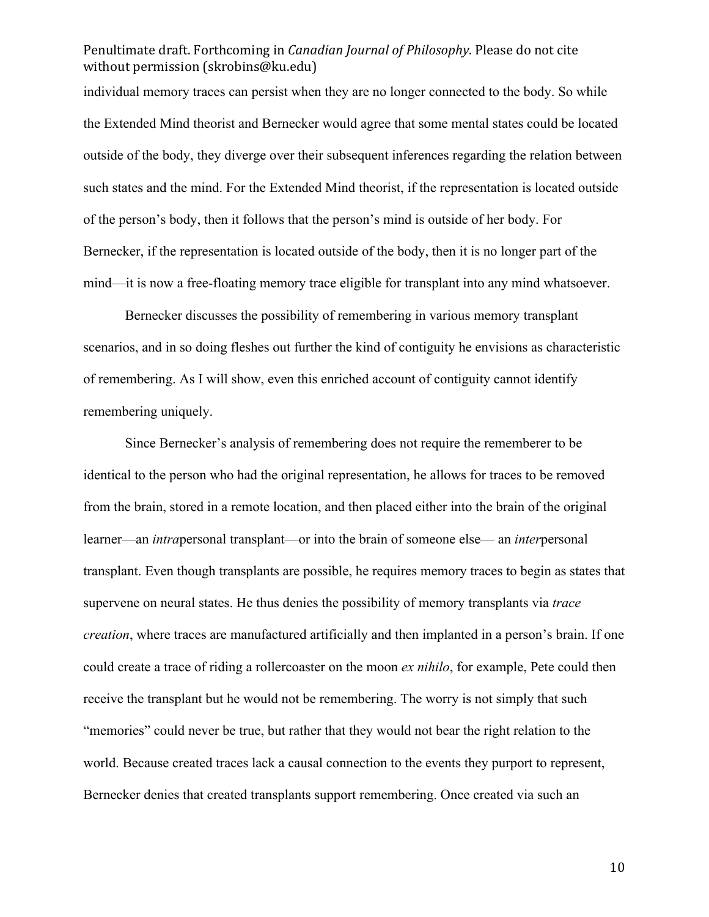individual memory traces can persist when they are no longer connected to the body. So while the Extended Mind theorist and Bernecker would agree that some mental states could be located outside of the body, they diverge over their subsequent inferences regarding the relation between such states and the mind. For the Extended Mind theorist, if the representation is located outside of the person's body, then it follows that the person's mind is outside of her body. For Bernecker, if the representation is located outside of the body, then it is no longer part of the mind—it is now a free-floating memory trace eligible for transplant into any mind whatsoever.

Bernecker discusses the possibility of remembering in various memory transplant scenarios, and in so doing fleshes out further the kind of contiguity he envisions as characteristic of remembering. As I will show, even this enriched account of contiguity cannot identify remembering uniquely.

Since Bernecker's analysis of remembering does not require the rememberer to be identical to the person who had the original representation, he allows for traces to be removed from the brain, stored in a remote location, and then placed either into the brain of the original learner—an *intra*personal transplant—or into the brain of someone else— an *inter*personal transplant. Even though transplants are possible, he requires memory traces to begin as states that supervene on neural states. He thus denies the possibility of memory transplants via *trace creation*, where traces are manufactured artificially and then implanted in a person's brain. If one could create a trace of riding a rollercoaster on the moon *ex nihilo*, for example, Pete could then receive the transplant but he would not be remembering. The worry is not simply that such "memories" could never be true, but rather that they would not bear the right relation to the world. Because created traces lack a causal connection to the events they purport to represent, Bernecker denies that created transplants support remembering. Once created via such an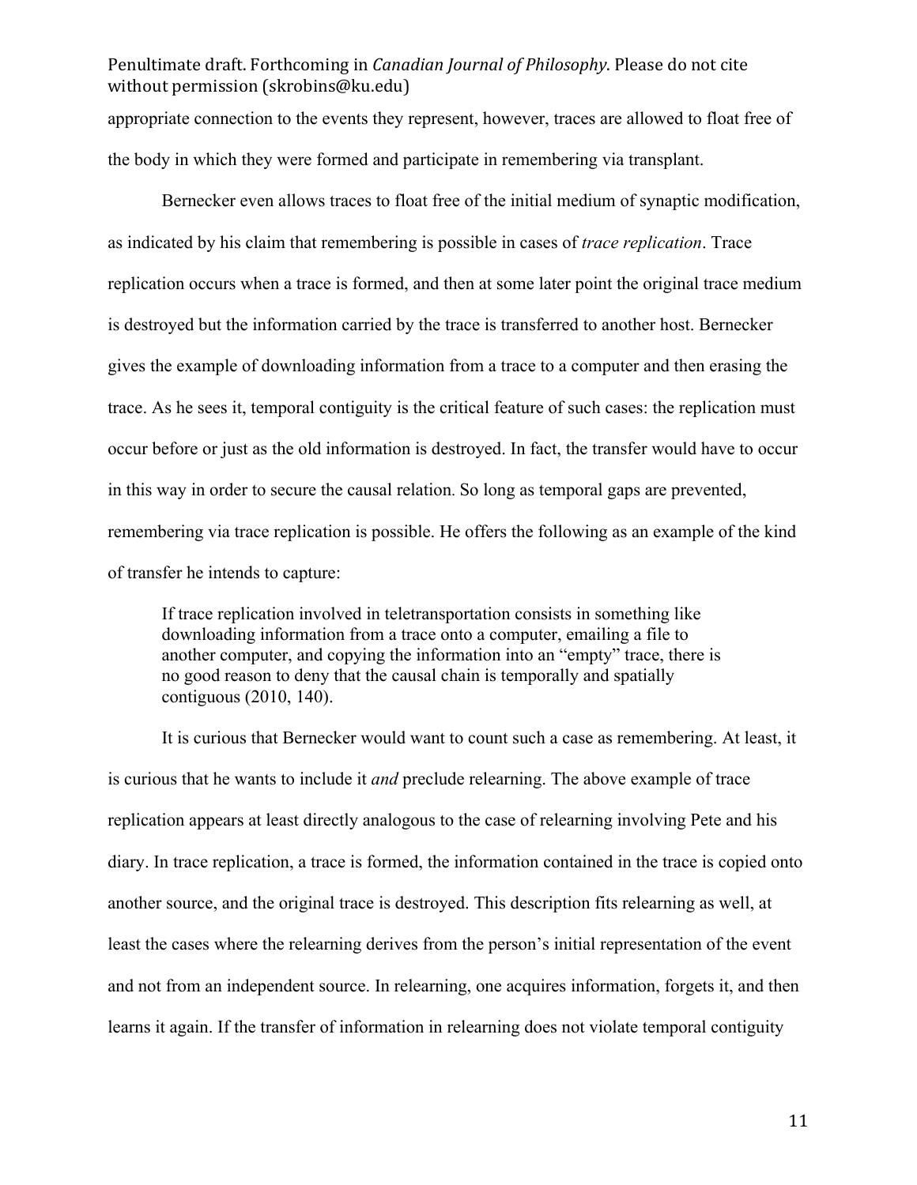appropriate connection to the events they represent, however, traces are allowed to float free of the body in which they were formed and participate in remembering via transplant.

Bernecker even allows traces to float free of the initial medium of synaptic modification, as indicated by his claim that remembering is possible in cases of *trace replication*. Trace replication occurs when a trace is formed, and then at some later point the original trace medium is destroyed but the information carried by the trace is transferred to another host. Bernecker gives the example of downloading information from a trace to a computer and then erasing the trace. As he sees it, temporal contiguity is the critical feature of such cases: the replication must occur before or just as the old information is destroyed. In fact, the transfer would have to occur in this way in order to secure the causal relation. So long as temporal gaps are prevented, remembering via trace replication is possible. He offers the following as an example of the kind of transfer he intends to capture:

> If trace replication involved in teletransportation consists in something like downloading information from a trace onto a computer, emailing a file to another computer, and copying the information into an "empty" trace, there is no good reason to deny that the causal chain is temporally and spatially contiguous (2010, 140).

It is curious that Bernecker would want to count such a case as remembering. At least, it is curious that he wants to include it *and* preclude relearning. The above example of trace replication appears at least directly analogous to the case of relearning involving Pete and his diary. In trace replication, a trace is formed, the information contained in the trace is copied onto another source, and the original trace is destroyed. This description fits relearning as well, at least the cases where the relearning derives from the person's initial representation of the event and not from an independent source. In relearning, one acquires information, forgets it, and then learns it again. If the transfer of information in relearning does not violate temporal contiguity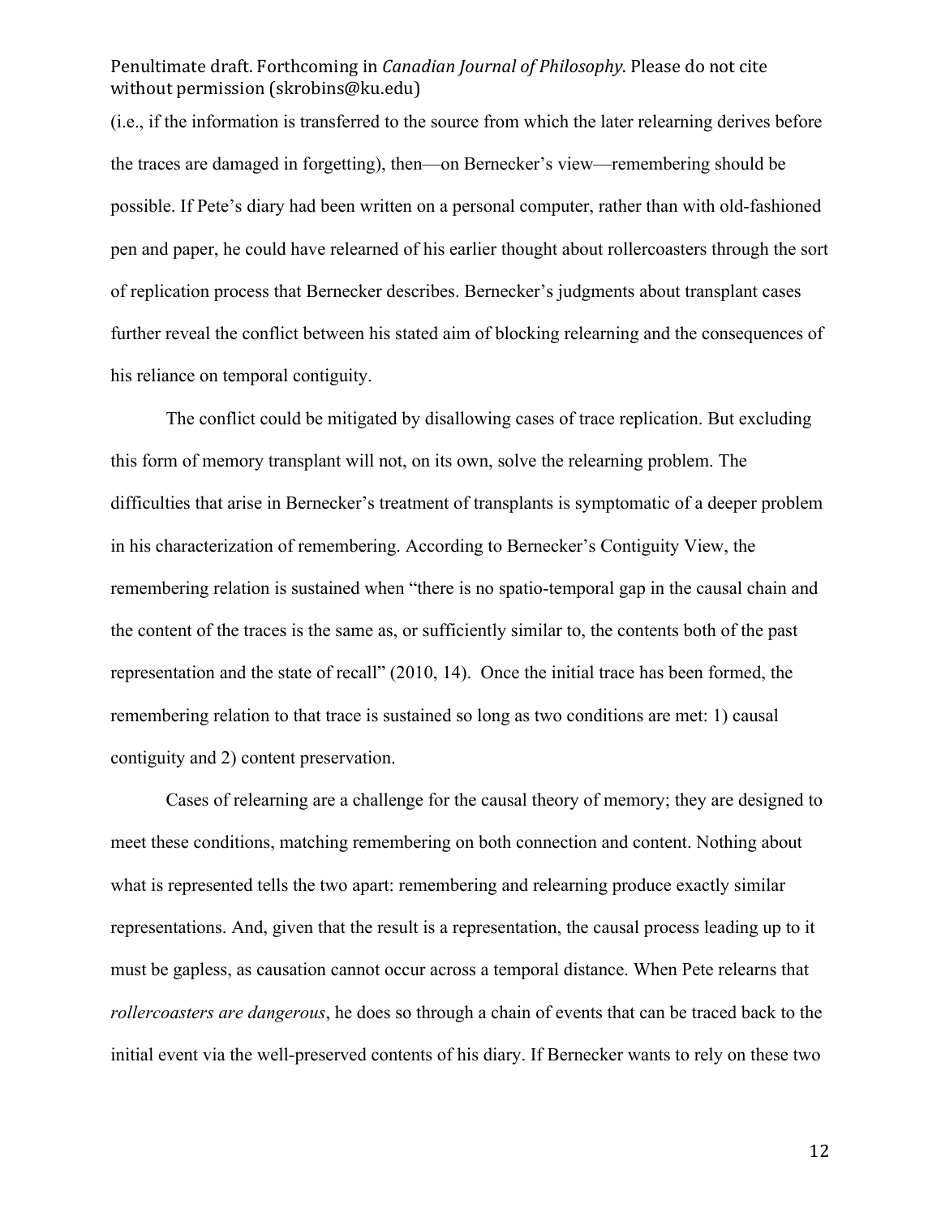(i.e., if the information is transferred to the source from which the later relearning derives before the traces are damaged in forgetting), then—on Bernecker's view—remembering should be possible. If Pete's diary had been written on a personal computer, rather than with old-fashioned pen and paper, he could have relearned of his earlier thought about rollercoasters through the sort of replication process that Bernecker describes. Bernecker's judgments about transplant cases further reveal the conflict between his stated aim of blocking relearning and the consequences of his reliance on temporal contiguity.

The conflict could be mitigated by disallowing cases of trace replication. But excluding this form of memory transplant will not, on its own, solve the relearning problem. The difficulties that arise in Bernecker's treatment of transplants is symptomatic of a deeper problem in his characterization of remembering. According to Bernecker's Contiguity View, the remembering relation is sustained when "there is no spatio-temporal gap in the causal chain and the content of the traces is the same as, or sufficiently similar to, the contents both of the past representation and the state of recall" (2010, 14). Once the initial trace has been formed, the remembering relation to that trace is sustained so long as two conditions are met: 1) causal contiguity and 2) content preservation.

Cases of relearning are a challenge for the causal theory of memory; they are designed to meet these conditions, matching remembering on both connection and content. Nothing about what is represented tells the two apart: remembering and relearning produce exactly similar representations. And, given that the result is a representation, the causal process leading up to it must be gapless, as causation cannot occur across a temporal distance. When Pete relearns that *rollercoasters are dangerous*, he does so through a chain of events that can be traced back to the initial event via the well-preserved contents of his diary. If Bernecker wants to rely on these two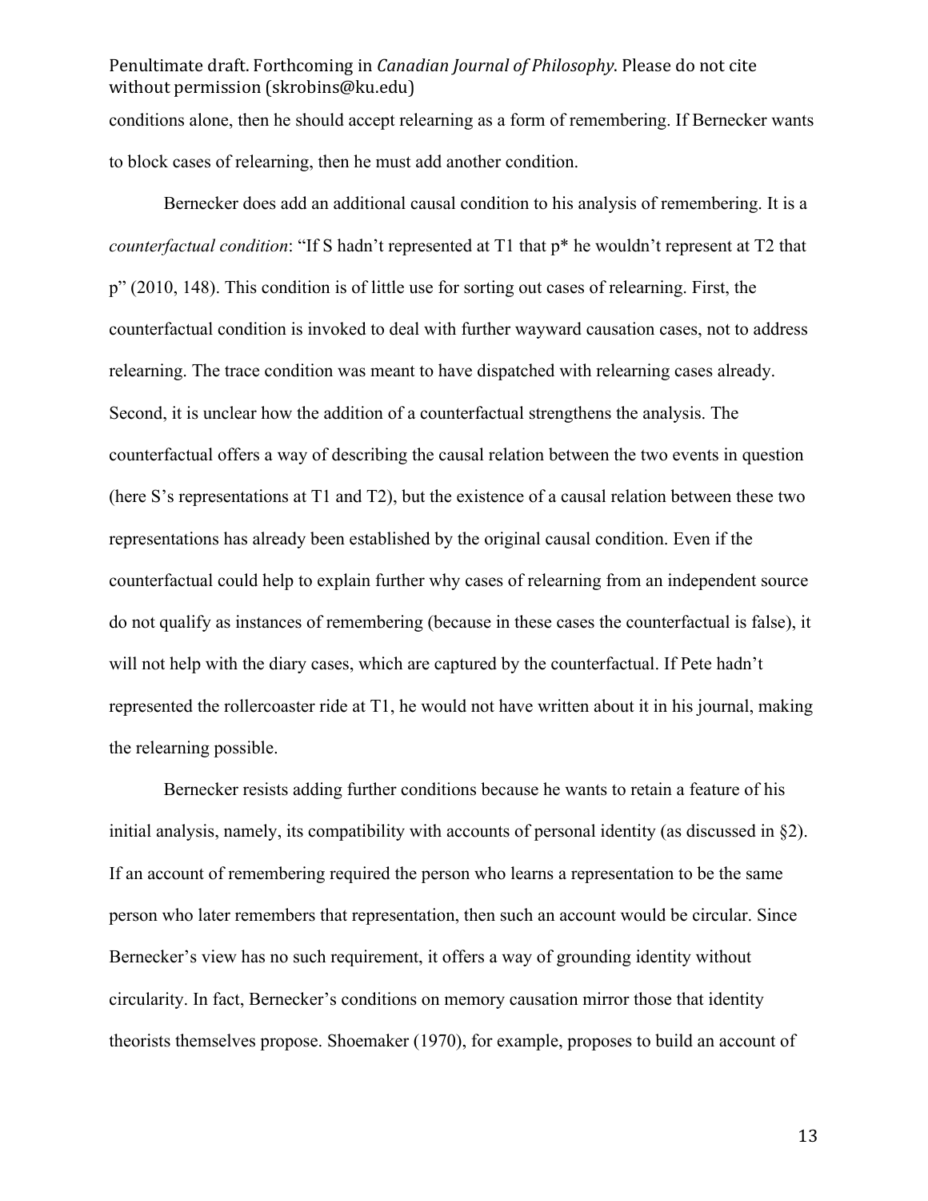conditions alone, then he should accept relearning as a form of remembering. If Bernecker wants to block cases of relearning, then he must add another condition.

Bernecker does add an additional causal condition to his analysis of remembering. It is a *counterfactual condition*: "If S hadn't represented at T1 that p* he wouldn't represent at T2 that p" (2010, 148). This condition is of little use for sorting out cases of relearning. First, the counterfactual condition is invoked to deal with further wayward causation cases, not to address relearning. The trace condition was meant to have dispatched with relearning cases already. Second, it is unclear how the addition of a counterfactual strengthens the analysis. The counterfactual offers a way of describing the causal relation between the two events in question (here S's representations at T1 and T2), but the existence of a causal relation between these two representations has already been established by the original causal condition. Even if the counterfactual could help to explain further why cases of relearning from an independent source do not qualify as instances of remembering (because in these cases the counterfactual is false), it will not help with the diary cases, which are captured by the counterfactual. If Pete hadn't represented the rollercoaster ride at T1, he would not have written about it in his journal, making the relearning possible.

Bernecker resists adding further conditions because he wants to retain a feature of his initial analysis, namely, its compatibility with accounts of personal identity (as discussed in §2). If an account of remembering required the person who learns a representation to be the same person who later remembers that representation, then such an account would be circular. Since Bernecker's view has no such requirement, it offers a way of grounding identity without circularity. In fact, Bernecker's conditions on memory causation mirror those that identity theorists themselves propose. Shoemaker (1970), for example, proposes to build an account of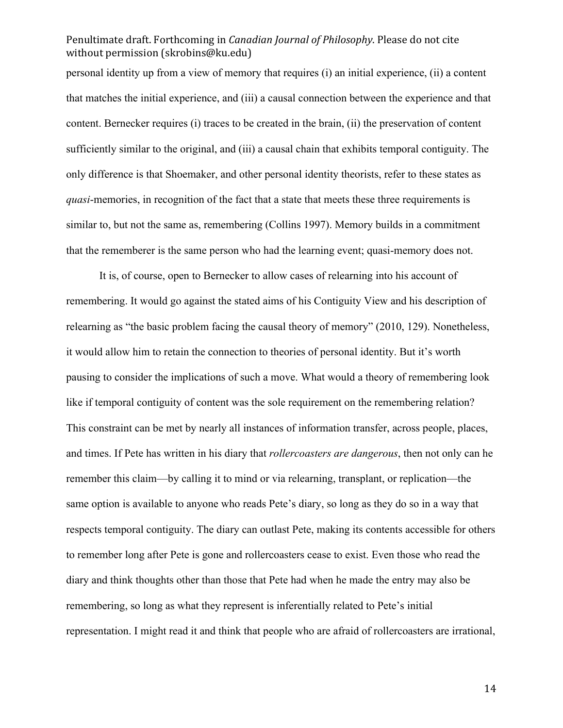personal identity up from a view of memory that requires (i) an initial experience, (ii) a content that matches the initial experience, and (iii) a causal connection between the experience and that content. Bernecker requires (i) traces to be created in the brain, (ii) the preservation of content sufficiently similar to the original, and (iii) a causal chain that exhibits temporal contiguity. The only difference is that Shoemaker, and other personal identity theorists, refer to these states as *quasi*-memories, in recognition of the fact that a state that meets these three requirements is similar to, but not the same as, remembering (Collins 1997). Memory builds in a commitment that the rememberer is the same person who had the learning event; quasi-memory does not.

It is, of course, open to Bernecker to allow cases of relearning into his account of remembering. It would go against the stated aims of his Contiguity View and his description of relearning as "the basic problem facing the causal theory of memory" (2010, 129). Nonetheless, it would allow him to retain the connection to theories of personal identity. But it's worth pausing to consider the implications of such a move. What would a theory of remembering look like if temporal contiguity of content was the sole requirement on the remembering relation? This constraint can be met by nearly all instances of information transfer, across people, places, and times. If Pete has written in his diary that *rollercoasters are dangerous*, then not only can he remember this claim—by calling it to mind or via relearning, transplant, or replication—the same option is available to anyone who reads Pete's diary, so long as they do so in a way that respects temporal contiguity. The diary can outlast Pete, making its contents accessible for others to remember long after Pete is gone and rollercoasters cease to exist. Even those who read the diary and think thoughts other than those that Pete had when he made the entry may also be remembering, so long as what they represent is inferentially related to Pete's initial representation. I might read it and think that people who are afraid of rollercoasters are irrational,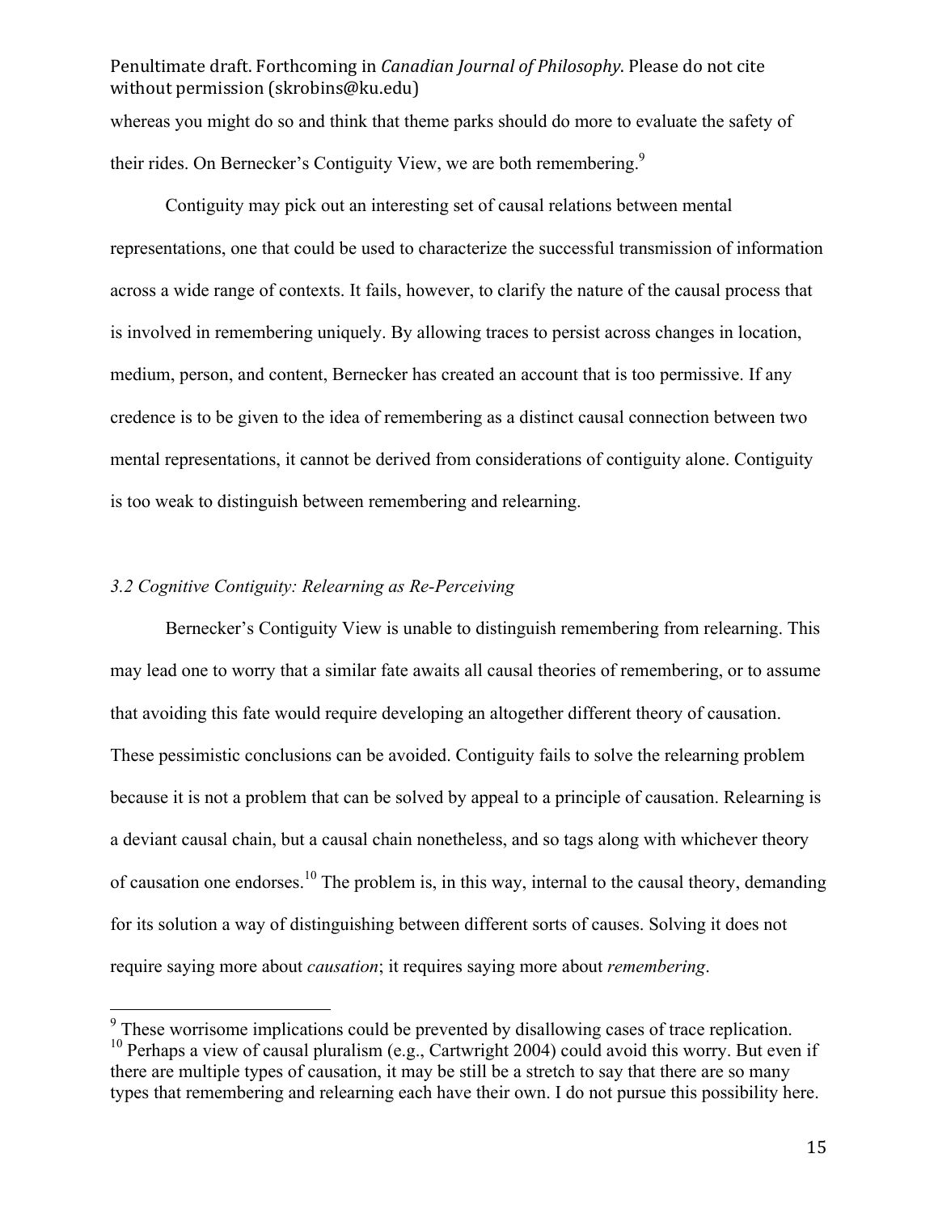whereas you might do so and think that theme parks should do more to evaluate the safety of their rides. On Bernecker's Contiguity View, we are both remembering.[9]

Contiguity may pick out an interesting set of causal relations between mental representations, one that could be used to characterize the successful transmission of information across a wide range of contexts. It fails, however, to clarify the nature of the causal process that is involved in remembering uniquely. By allowing traces to persist across changes in location, medium, person, and content, Bernecker has created an account that is too permissive. If any credence is to be given to the idea of remembering as a distinct causal connection between two mental representations, it cannot be derived from considerations of contiguity alone. Contiguity is too weak to distinguish between remembering and relearning.

### *3.2 Cognitive Contiguity: Relearning as Re-Perceiving*

Bernecker's Contiguity View is unable to distinguish remembering from relearning. This may lead one to worry that a similar fate awaits all causal theories of remembering, or to assume that avoiding this fate would require developing an altogether different theory of causation. These pessimistic conclusions can be avoided. Contiguity fails to solve the relearning problem because it is not a problem that can be solved by appeal to a principle of causation. Relearning is a deviant causal chain, but a causal chain nonetheless, and so tags along with whichever theory of causation one endorses.[10] The problem is, in this way, internal to the causal theory, demanding for its solution a way of distinguishing between different sorts of causes. Solving it does not require saying more about *causation*; it requires saying more about *remembering*.

---

[9] These worrisome implications could be prevented by disallowing cases of trace replication.

[10] Perhaps a view of causal pluralism (e.g., Cartwright 2004) could avoid this worry. But even if there are multiple types of causation, it may be still be a stretch to say that there are so many types that remembering and relearning each have their own. I do not pursue this possibility here.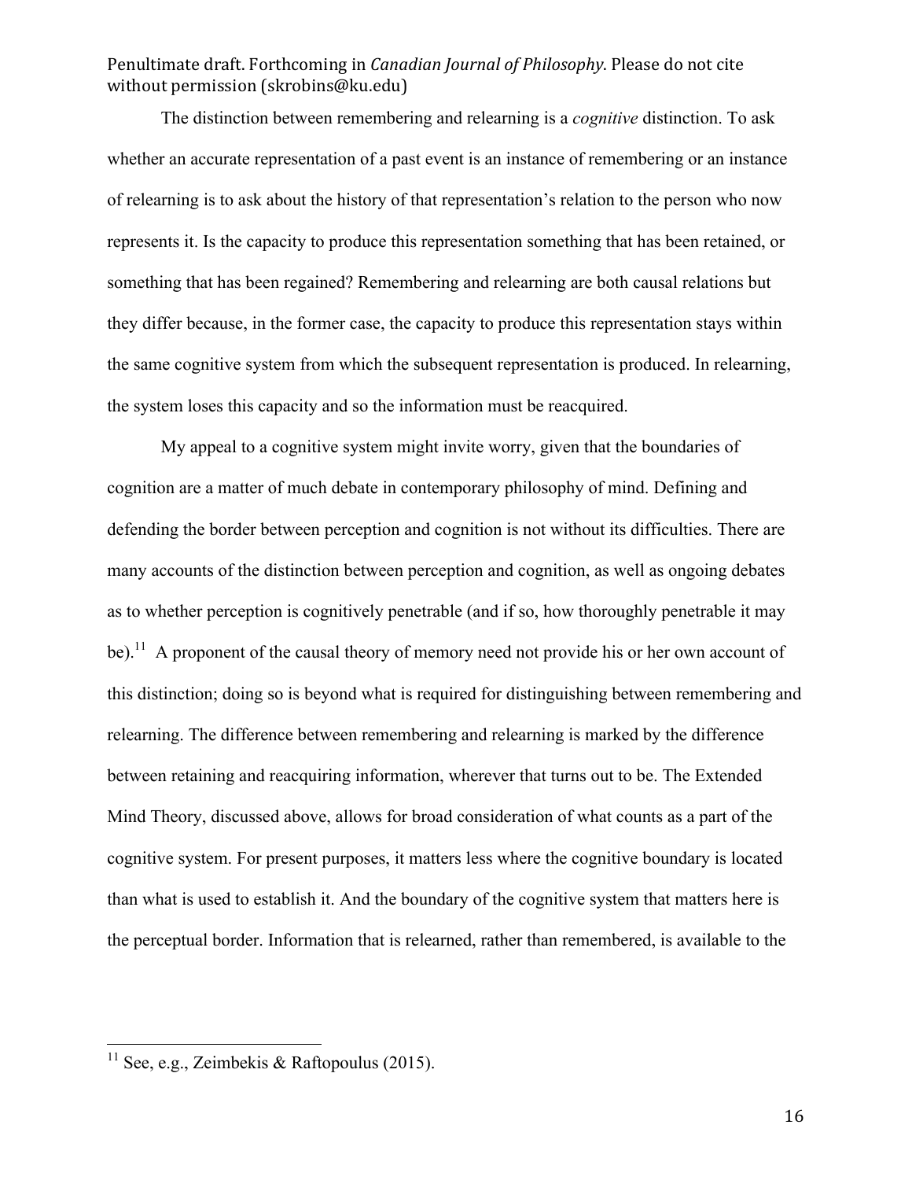The distinction between remembering and relearning is a *cognitive* distinction. To ask whether an accurate representation of a past event is an instance of remembering or an instance of relearning is to ask about the history of that representation's relation to the person who now represents it. Is the capacity to produce this representation something that has been retained, or something that has been regained? Remembering and relearning are both causal relations but they differ because, in the former case, the capacity to produce this representation stays within the same cognitive system from which the subsequent representation is produced. In relearning, the system loses this capacity and so the information must be reacquired.

My appeal to a cognitive system might invite worry, given that the boundaries of cognition are a matter of much debate in contemporary philosophy of mind. Defining and defending the border between perception and cognition is not without its difficulties. There are many accounts of the distinction between perception and cognition, as well as ongoing debates as to whether perception is cognitively penetrable (and if so, how thoroughly penetrable it may be).[11] A proponent of the causal theory of memory need not provide his or her own account of this distinction; doing so is beyond what is required for distinguishing between remembering and relearning. The difference between remembering and relearning is marked by the difference between retaining and reacquiring information, wherever that turns out to be. The Extended Mind Theory, discussed above, allows for broad consideration of what counts as a part of the cognitive system. For present purposes, it matters less where the cognitive boundary is located than what is used to establish it. And the boundary of the cognitive system that matters here is the perceptual border. Information that is relearned, rather than remembered, is available to the

[11] See, e.g., Zeimbekis & Raftopoulus (2015).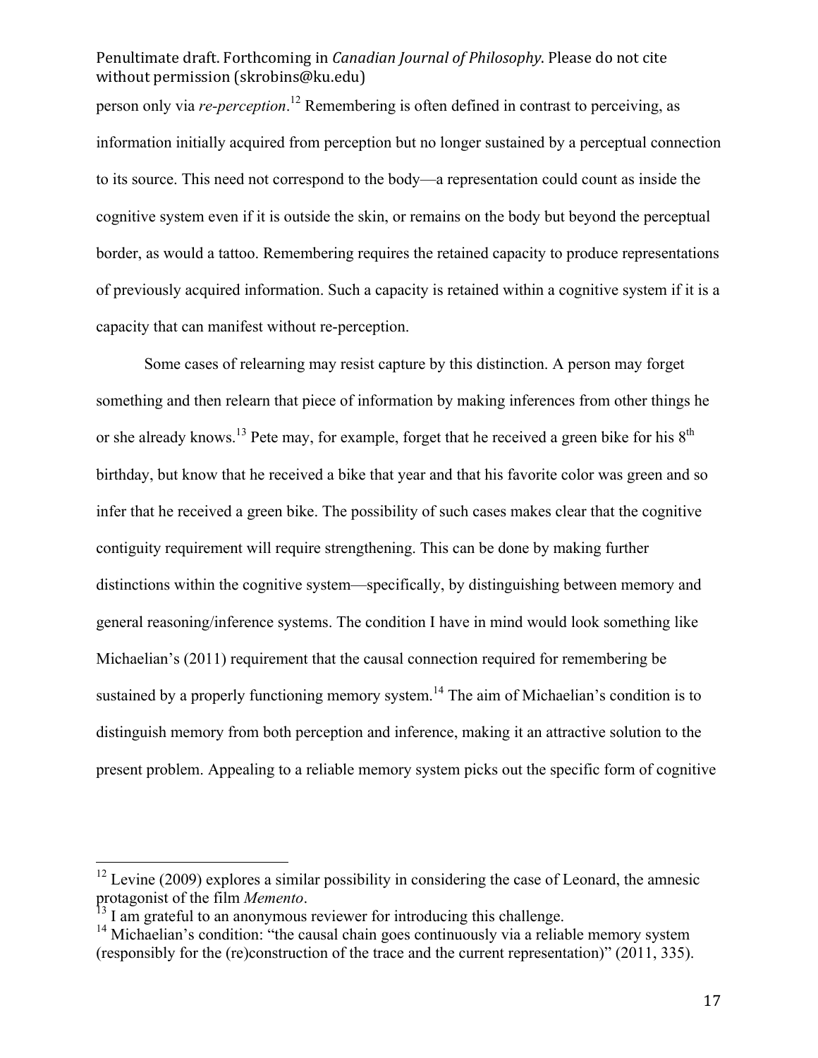person only via *re-perception*.[12] Remembering is often defined in contrast to perceiving, as information initially acquired from perception but no longer sustained by a perceptual connection to its source. This need not correspond to the body—a representation could count as inside the cognitive system even if it is outside the skin, or remains on the body but beyond the perceptual border, as would a tattoo. Remembering requires the retained capacity to produce representations of previously acquired information. Such a capacity is retained within a cognitive system if it is a capacity that can manifest without re-perception.

Some cases of relearning may resist capture by this distinction. A person may forget something and then relearn that piece of information by making inferences from other things he or she already knows.[13] Pete may, for example, forget that he received a green bike for his 8th birthday, but know that he received a bike that year and that his favorite color was green and so infer that he received a green bike. The possibility of such cases makes clear that the cognitive contiguity requirement will require strengthening. This can be done by making further distinctions within the cognitive system—specifically, by distinguishing between memory and general reasoning/inference systems. The condition I have in mind would look something like Michaelian's (2011) requirement that the causal connection required for remembering be sustained by a properly functioning memory system.[14] The aim of Michaelian's condition is to distinguish memory from both perception and inference, making it an attractive solution to the present problem. Appealing to a reliable memory system picks out the specific form of cognitive

---

[12] Levine (2009) explores a similar possibility in considering the case of Leonard, the amnesic protagonist of the film *Memento*.

[13] I am grateful to an anonymous reviewer for introducing this challenge.

[14] Michaelian's condition: "the causal chain goes continuously via a reliable memory system (responsibly for the (re)construction of the trace and the current representation)" (2011, 335).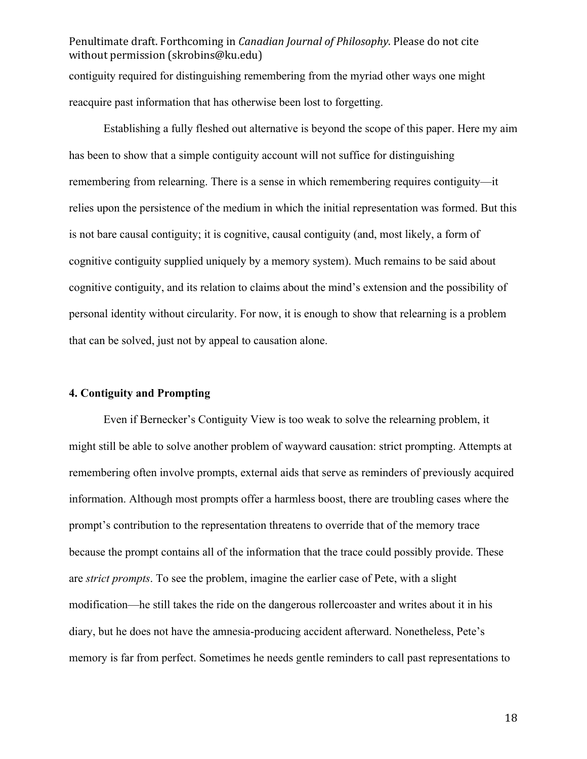contiguity required for distinguishing remembering from the myriad other ways one might reacquire past information that has otherwise been lost to forgetting.

Establishing a fully fleshed out alternative is beyond the scope of this paper. Here my aim has been to show that a simple contiguity account will not suffice for distinguishing remembering from relearning. There is a sense in which remembering requires contiguity—it relies upon the persistence of the medium in which the initial representation was formed. But this is not bare causal contiguity; it is cognitive, causal contiguity (and, most likely, a form of cognitive contiguity supplied uniquely by a memory system). Much remains to be said about cognitive contiguity, and its relation to claims about the mind's extension and the possibility of personal identity without circularity. For now, it is enough to show that relearning is a problem that can be solved, just not by appeal to causation alone.

## 4. Contiguity and Prompting

Even if Bernecker's Contiguity View is too weak to solve the relearning problem, it might still be able to solve another problem of wayward causation: strict prompting. Attempts at remembering often involve prompts, external aids that serve as reminders of previously acquired information. Although most prompts offer a harmless boost, there are troubling cases where the prompt's contribution to the representation threatens to override that of the memory trace because the prompt contains all of the information that the trace could possibly provide. These are *strict prompts*. To see the problem, imagine the earlier case of Pete, with a slight modification—he still takes the ride on the dangerous rollercoaster and writes about it in his diary, but he does not have the amnesia-producing accident afterward. Nonetheless, Pete's memory is far from perfect. Sometimes he needs gentle reminders to call past representations to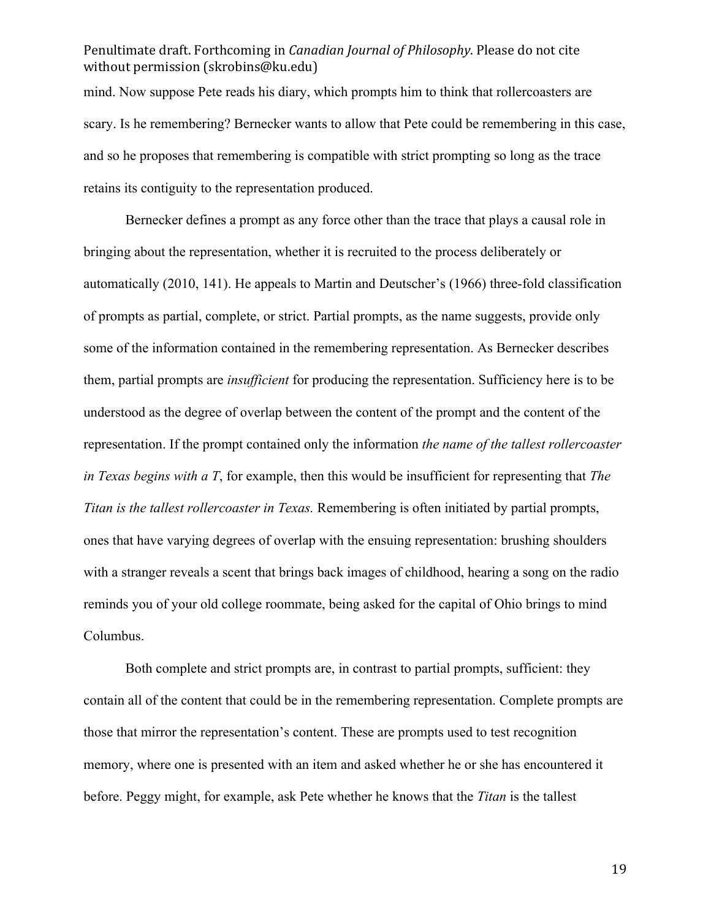mind. Now suppose Pete reads his diary, which prompts him to think that rollercoasters are scary. Is he remembering? Bernecker wants to allow that Pete could be remembering in this case, and so he proposes that remembering is compatible with strict prompting so long as the trace retains its contiguity to the representation produced.

Bernecker defines a prompt as any force other than the trace that plays a causal role in bringing about the representation, whether it is recruited to the process deliberately or automatically (2010, 141). He appeals to Martin and Deutscher's (1966) three-fold classification of prompts as partial, complete, or strict. Partial prompts, as the name suggests, provide only some of the information contained in the remembering representation. As Bernecker describes them, partial prompts are *insufficient* for producing the representation. Sufficiency here is to be understood as the degree of overlap between the content of the prompt and the content of the representation. If the prompt contained only the information *the name of the tallest rollercoaster in Texas begins with a T*, for example, then this would be insufficient for representing that *The Titan is the tallest rollercoaster in Texas.* Remembering is often initiated by partial prompts, ones that have varying degrees of overlap with the ensuing representation: brushing shoulders with a stranger reveals a scent that brings back images of childhood, hearing a song on the radio reminds you of your old college roommate, being asked for the capital of Ohio brings to mind Columbus.

Both complete and strict prompts are, in contrast to partial prompts, sufficient: they contain all of the content that could be in the remembering representation. Complete prompts are those that mirror the representation's content. These are prompts used to test recognition memory, where one is presented with an item and asked whether he or she has encountered it before. Peggy might, for example, ask Pete whether he knows that the *Titan* is the tallest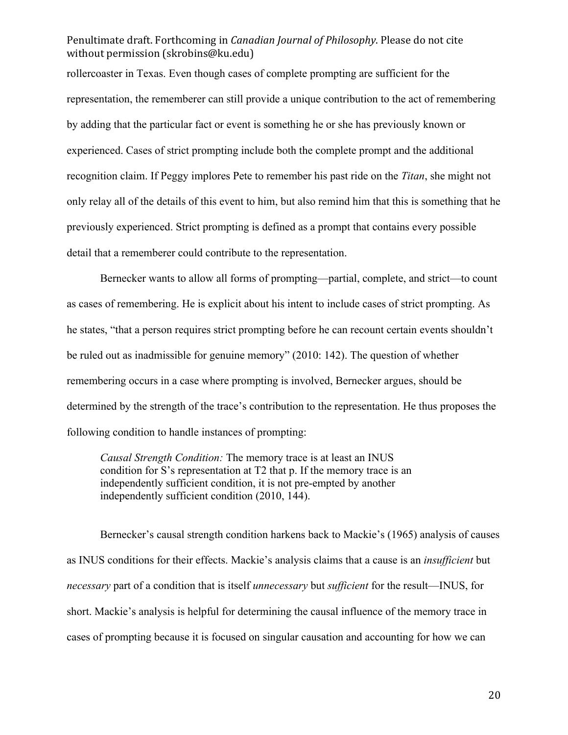rollercoaster in Texas. Even though cases of complete prompting are sufficient for the representation, the rememberer can still provide a unique contribution to the act of remembering by adding that the particular fact or event is something he or she has previously known or experienced. Cases of strict prompting include both the complete prompt and the additional recognition claim. If Peggy implores Pete to remember his past ride on the *Titan*, she might not only relay all of the details of this event to him, but also remind him that this is something that he previously experienced. Strict prompting is defined as a prompt that contains every possible detail that a rememberer could contribute to the representation.

Bernecker wants to allow all forms of prompting—partial, complete, and strict—to count as cases of remembering. He is explicit about his intent to include cases of strict prompting. As he states, "that a person requires strict prompting before he can recount certain events shouldn't be ruled out as inadmissible for genuine memory" (2010: 142). The question of whether remembering occurs in a case where prompting is involved, Bernecker argues, should be determined by the strength of the trace's contribution to the representation. He thus proposes the following condition to handle instances of prompting:

> *Causal Strength Condition:* The memory trace is at least an INUS condition for S's representation at T2 that p. If the memory trace is an independently sufficient condition, it is not pre-empted by another independently sufficient condition (2010, 144).

Bernecker's causal strength condition harkens back to Mackie's (1965) analysis of causes as INUS conditions for their effects. Mackie's analysis claims that a cause is an *insufficient* but *necessary* part of a condition that is itself *unnecessary* but *sufficient* for the result—INUS, for short. Mackie's analysis is helpful for determining the causal influence of the memory trace in cases of prompting because it is focused on singular causation and accounting for how we can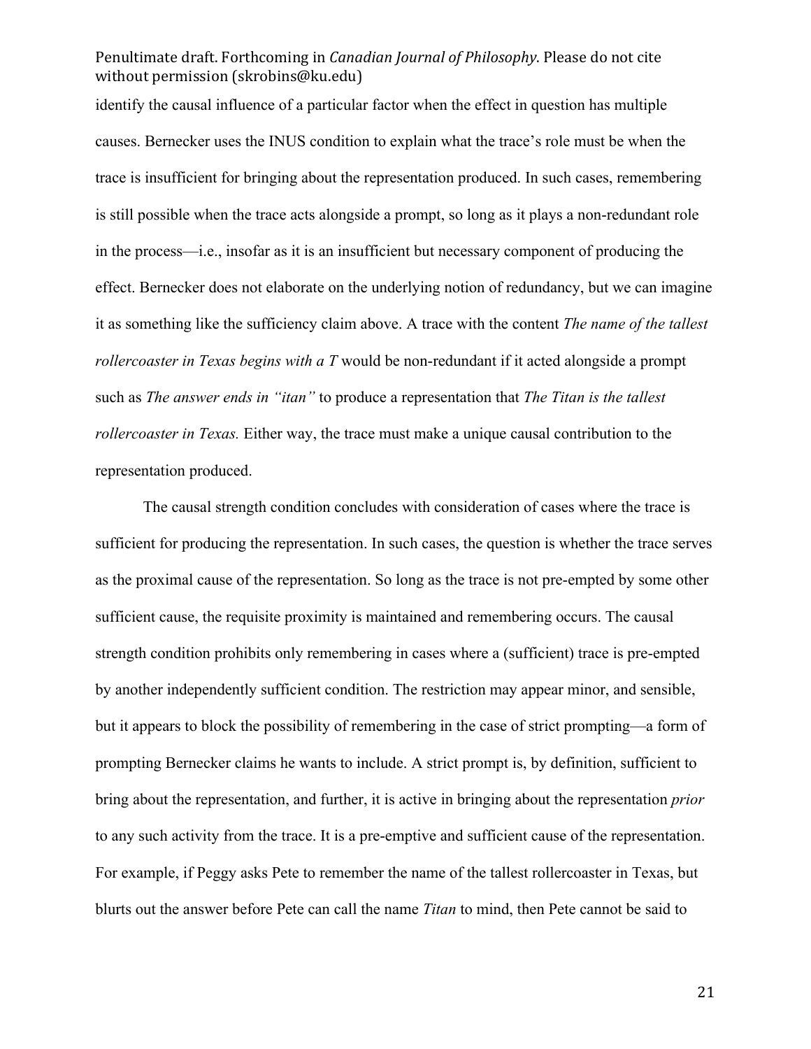identify the causal influence of a particular factor when the effect in question has multiple causes. Bernecker uses the INUS condition to explain what the trace's role must be when the trace is insufficient for bringing about the representation produced. In such cases, remembering is still possible when the trace acts alongside a prompt, so long as it plays a non-redundant role in the process—i.e., insofar as it is an insufficient but necessary component of producing the effect. Bernecker does not elaborate on the underlying notion of redundancy, but we can imagine it as something like the sufficiency claim above. A trace with the content *The name of the tallest rollercoaster in Texas begins with a T* would be non-redundant if it acted alongside a prompt such as *The answer ends in "itan"* to produce a representation that *The Titan is the tallest rollercoaster in Texas.* Either way, the trace must make a unique causal contribution to the representation produced.

The causal strength condition concludes with consideration of cases where the trace is sufficient for producing the representation. In such cases, the question is whether the trace serves as the proximal cause of the representation. So long as the trace is not pre-empted by some other sufficient cause, the requisite proximity is maintained and remembering occurs. The causal strength condition prohibits only remembering in cases where a (sufficient) trace is pre-empted by another independently sufficient condition. The restriction may appear minor, and sensible, but it appears to block the possibility of remembering in the case of strict prompting—a form of prompting Bernecker claims he wants to include. A strict prompt is, by definition, sufficient to bring about the representation, and further, it is active in bringing about the representation *prior* to any such activity from the trace. It is a pre-emptive and sufficient cause of the representation. For example, if Peggy asks Pete to remember the name of the tallest rollercoaster in Texas, but blurts out the answer before Pete can call the name *Titan* to mind, then Pete cannot be said to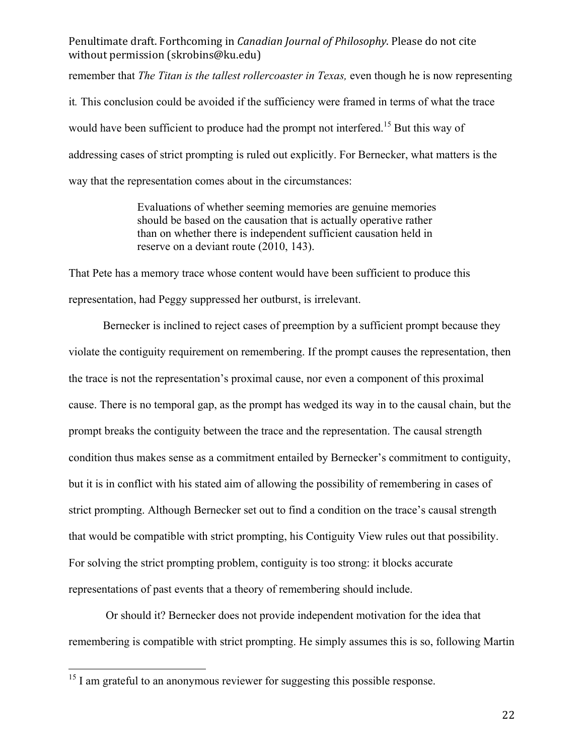remember that *The Titan is the tallest rollercoaster in Texas,* even though he is now representing it*.* This conclusion could be avoided if the sufficiency were framed in terms of what the trace would have been sufficient to produce had the prompt not interfered.[15] But this way of addressing cases of strict prompting is ruled out explicitly. For Bernecker, what matters is the way that the representation comes about in the circumstances:

> Evaluations of whether seeming memories are genuine memories should be based on the causation that is actually operative rather than on whether there is independent sufficient causation held in reserve on a deviant route (2010, 143).

That Pete has a memory trace whose content would have been sufficient to produce this representation, had Peggy suppressed her outburst, is irrelevant.

Bernecker is inclined to reject cases of preemption by a sufficient prompt because they violate the contiguity requirement on remembering. If the prompt causes the representation, then the trace is not the representation's proximal cause, nor even a component of this proximal cause. There is no temporal gap, as the prompt has wedged its way in to the causal chain, but the prompt breaks the contiguity between the trace and the representation. The causal strength condition thus makes sense as a commitment entailed by Bernecker's commitment to contiguity, but it is in conflict with his stated aim of allowing the possibility of remembering in cases of strict prompting. Although Bernecker set out to find a condition on the trace's causal strength that would be compatible with strict prompting, his Contiguity View rules out that possibility. For solving the strict prompting problem, contiguity is too strong: it blocks accurate representations of past events that a theory of remembering should include.

Or should it? Bernecker does not provide independent motivation for the idea that remembering is compatible with strict prompting. He simply assumes this is so, following Martin

---

[15] I am grateful to an anonymous reviewer for suggesting this possible response.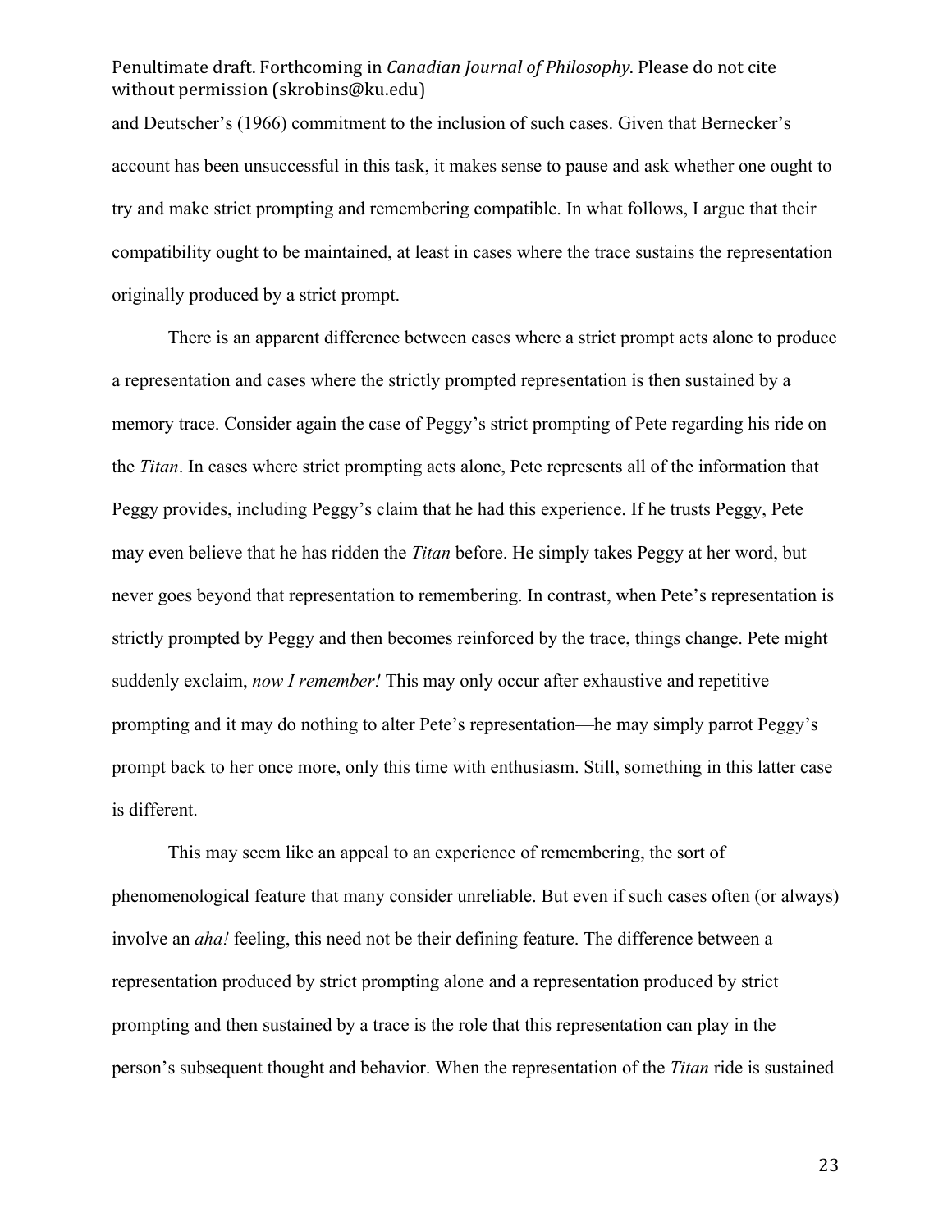and Deutscher's (1966) commitment to the inclusion of such cases. Given that Bernecker's account has been unsuccessful in this task, it makes sense to pause and ask whether one ought to try and make strict prompting and remembering compatible. In what follows, I argue that their compatibility ought to be maintained, at least in cases where the trace sustains the representation originally produced by a strict prompt.

There is an apparent difference between cases where a strict prompt acts alone to produce a representation and cases where the strictly prompted representation is then sustained by a memory trace. Consider again the case of Peggy's strict prompting of Pete regarding his ride on the *Titan*. In cases where strict prompting acts alone, Pete represents all of the information that Peggy provides, including Peggy's claim that he had this experience. If he trusts Peggy, Pete may even believe that he has ridden the *Titan* before. He simply takes Peggy at her word, but never goes beyond that representation to remembering. In contrast, when Pete's representation is strictly prompted by Peggy and then becomes reinforced by the trace, things change. Pete might suddenly exclaim, *now I remember!* This may only occur after exhaustive and repetitive prompting and it may do nothing to alter Pete's representation—he may simply parrot Peggy's prompt back to her once more, only this time with enthusiasm. Still, something in this latter case is different.

This may seem like an appeal to an experience of remembering, the sort of phenomenological feature that many consider unreliable. But even if such cases often (or always) involve an *aha!* feeling, this need not be their defining feature. The difference between a representation produced by strict prompting alone and a representation produced by strict prompting and then sustained by a trace is the role that this representation can play in the person's subsequent thought and behavior. When the representation of the *Titan* ride is sustained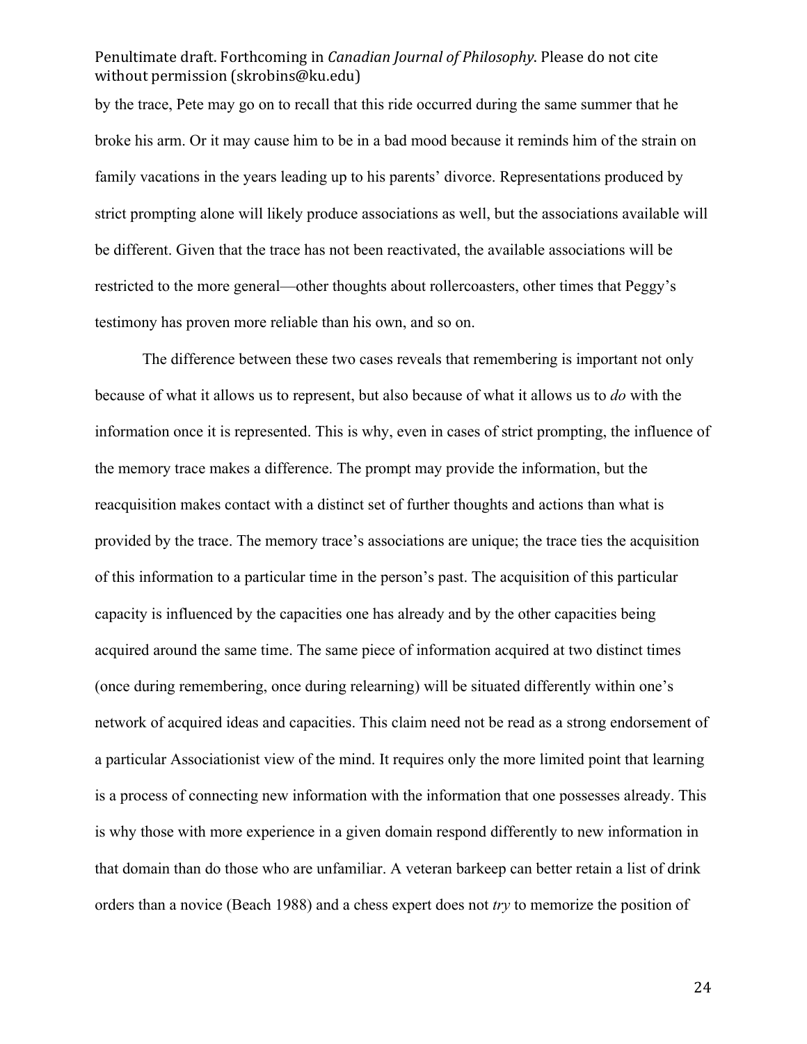by the trace, Pete may go on to recall that this ride occurred during the same summer that he broke his arm. Or it may cause him to be in a bad mood because it reminds him of the strain on family vacations in the years leading up to his parents' divorce. Representations produced by strict prompting alone will likely produce associations as well, but the associations available will be different. Given that the trace has not been reactivated, the available associations will be restricted to the more general—other thoughts about rollercoasters, other times that Peggy's testimony has proven more reliable than his own, and so on.

The difference between these two cases reveals that remembering is important not only because of what it allows us to represent, but also because of what it allows us to *do* with the information once it is represented. This is why, even in cases of strict prompting, the influence of the memory trace makes a difference. The prompt may provide the information, but the reacquisition makes contact with a distinct set of further thoughts and actions than what is provided by the trace. The memory trace's associations are unique; the trace ties the acquisition of this information to a particular time in the person's past. The acquisition of this particular capacity is influenced by the capacities one has already and by the other capacities being acquired around the same time. The same piece of information acquired at two distinct times (once during remembering, once during relearning) will be situated differently within one's network of acquired ideas and capacities. This claim need not be read as a strong endorsement of a particular Associationist view of the mind. It requires only the more limited point that learning is a process of connecting new information with the information that one possesses already. This is why those with more experience in a given domain respond differently to new information in that domain than do those who are unfamiliar. A veteran barkeep can better retain a list of drink orders than a novice (Beach 1988) and a chess expert does not *try* to memorize the position of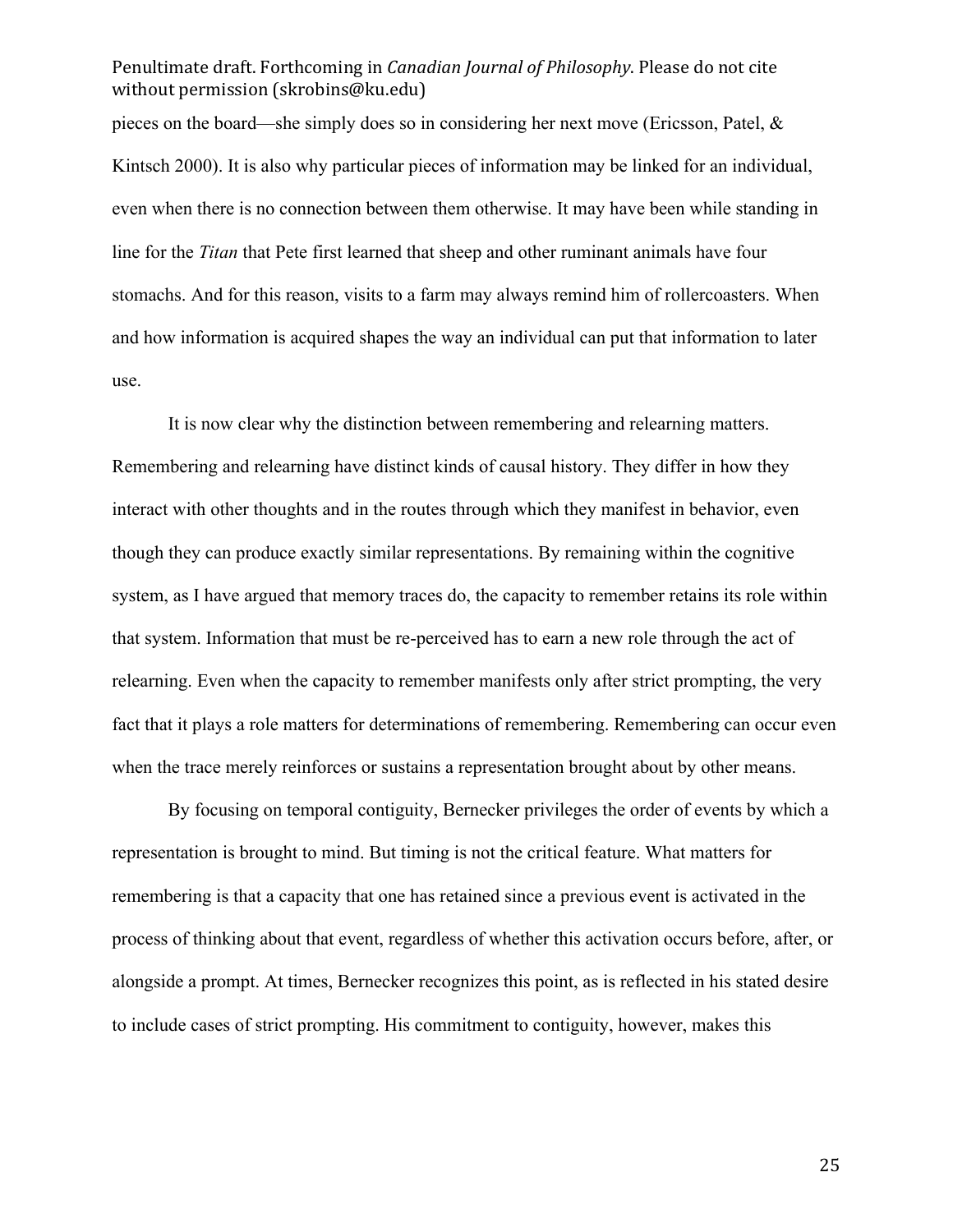pieces on the board—she simply does so in considering her next move (Ericsson, Patel, & Kintsch 2000). It is also why particular pieces of information may be linked for an individual, even when there is no connection between them otherwise. It may have been while standing in line for the *Titan* that Pete first learned that sheep and other ruminant animals have four stomachs. And for this reason, visits to a farm may always remind him of rollercoasters. When and how information is acquired shapes the way an individual can put that information to later use.

It is now clear why the distinction between remembering and relearning matters. Remembering and relearning have distinct kinds of causal history. They differ in how they interact with other thoughts and in the routes through which they manifest in behavior, even though they can produce exactly similar representations. By remaining within the cognitive system, as I have argued that memory traces do, the capacity to remember retains its role within that system. Information that must be re-perceived has to earn a new role through the act of relearning. Even when the capacity to remember manifests only after strict prompting, the very fact that it plays a role matters for determinations of remembering. Remembering can occur even when the trace merely reinforces or sustains a representation brought about by other means.

By focusing on temporal contiguity, Bernecker privileges the order of events by which a representation is brought to mind. But timing is not the critical feature. What matters for remembering is that a capacity that one has retained since a previous event is activated in the process of thinking about that event, regardless of whether this activation occurs before, after, or alongside a prompt. At times, Bernecker recognizes this point, as is reflected in his stated desire to include cases of strict prompting. His commitment to contiguity, however, makes this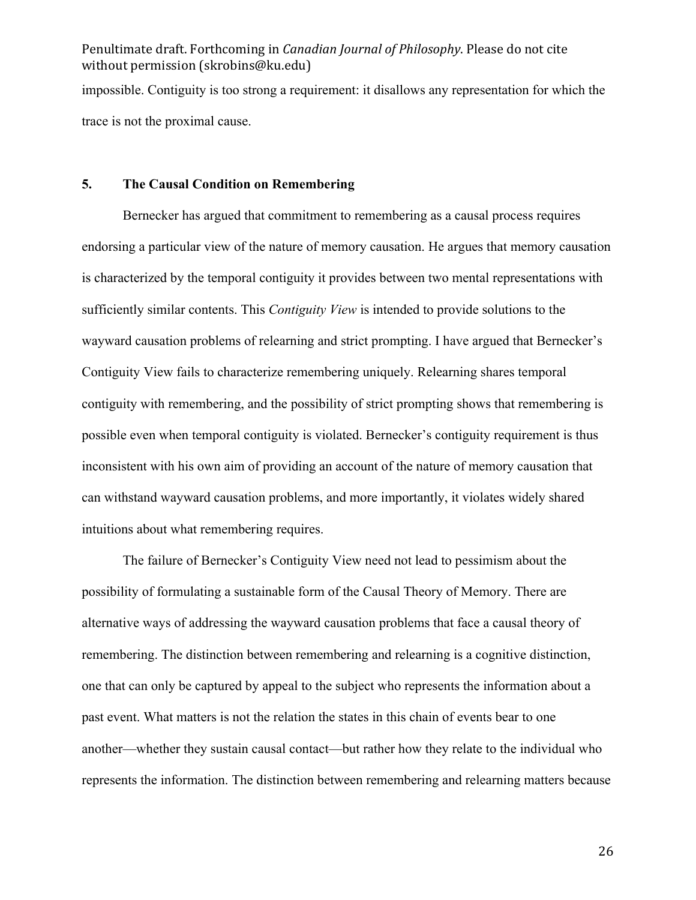impossible. Contiguity is too strong a requirement: it disallows any representation for which the trace is not the proximal cause.

## 5. The Causal Condition on Remembering

Bernecker has argued that commitment to remembering as a causal process requires endorsing a particular view of the nature of memory causation. He argues that memory causation is characterized by the temporal contiguity it provides between two mental representations with sufficiently similar contents. This *Contiguity View* is intended to provide solutions to the wayward causation problems of relearning and strict prompting. I have argued that Bernecker's Contiguity View fails to characterize remembering uniquely. Relearning shares temporal contiguity with remembering, and the possibility of strict prompting shows that remembering is possible even when temporal contiguity is violated. Bernecker's contiguity requirement is thus inconsistent with his own aim of providing an account of the nature of memory causation that can withstand wayward causation problems, and more importantly, it violates widely shared intuitions about what remembering requires.

The failure of Bernecker's Contiguity View need not lead to pessimism about the possibility of formulating a sustainable form of the Causal Theory of Memory. There are alternative ways of addressing the wayward causation problems that face a causal theory of remembering. The distinction between remembering and relearning is a cognitive distinction, one that can only be captured by appeal to the subject who represents the information about a past event. What matters is not the relation the states in this chain of events bear to one another—whether they sustain causal contact—but rather how they relate to the individual who represents the information. The distinction between remembering and relearning matters because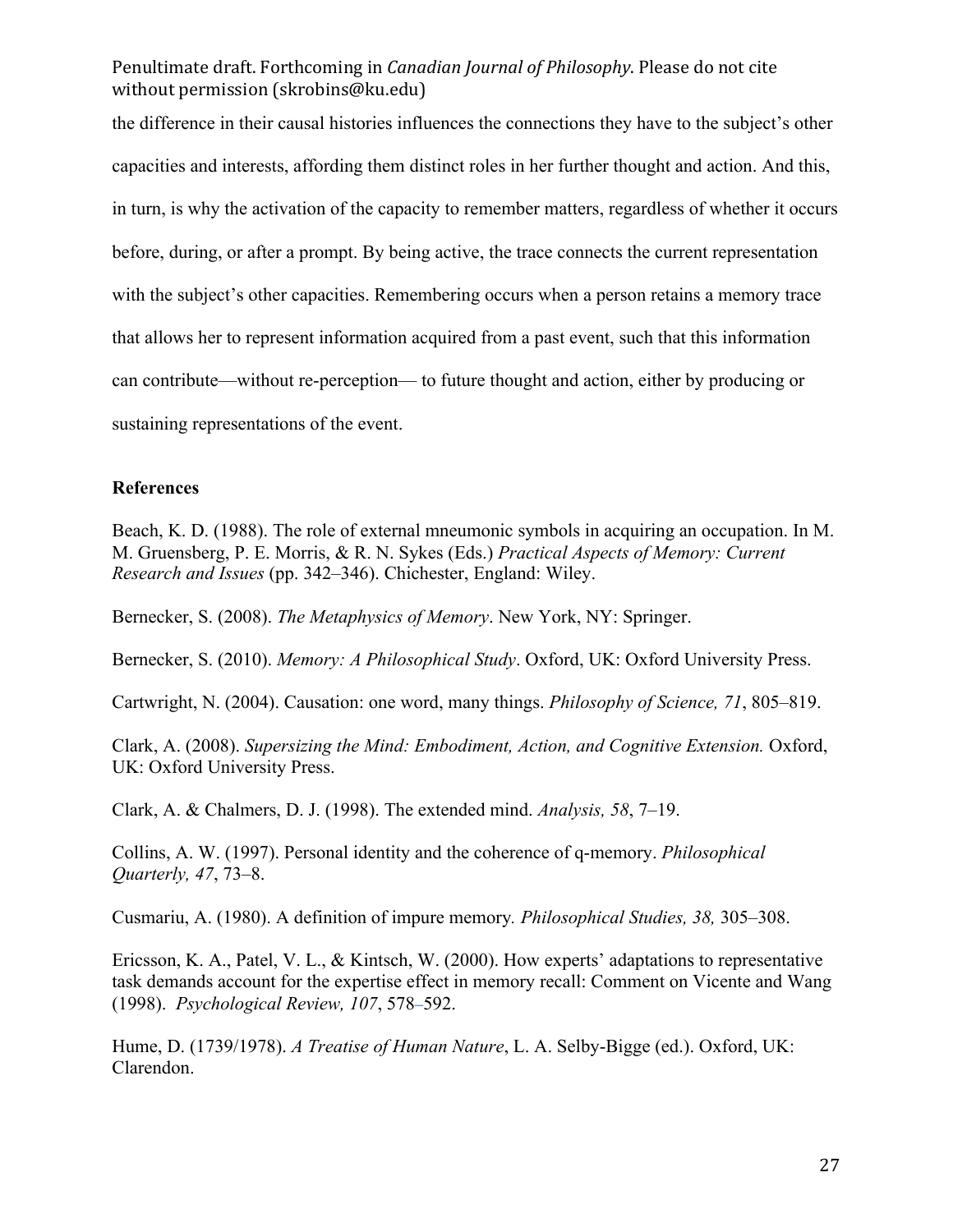the difference in their causal histories influences the connections they have to the subject's other capacities and interests, affording them distinct roles in her further thought and action. And this, in turn, is why the activation of the capacity to remember matters, regardless of whether it occurs before, during, or after a prompt. By being active, the trace connects the current representation with the subject's other capacities. Remembering occurs when a person retains a memory trace that allows her to represent information acquired from a past event, such that this information can contribute—without re-perception— to future thought and action, either by producing or sustaining representations of the event.

**References**

Beach, K. D. (1988). The role of external mneumonic symbols in acquiring an occupation. In M. M. Gruensberg, P. E. Morris, & R. N. Sykes (Eds.) *Practical Aspects of Memory: Current Research and Issues* (pp. 342–346). Chichester, England: Wiley.

Bernecker, S. (2008). *The Metaphysics of Memory*. New York, NY: Springer.

Bernecker, S. (2010). *Memory: A Philosophical Study*. Oxford, UK: Oxford University Press.

Cartwright, N. (2004). Causation: one word, many things. *Philosophy of Science, 71*, 805–819.

Clark, A. (2008). *Supersizing the Mind: Embodiment, Action, and Cognitive Extension.* Oxford, UK: Oxford University Press.

Clark, A. & Chalmers, D. J. (1998). The extended mind. *Analysis, 58*, 7–19.

Collins, A. W. (1997). Personal identity and the coherence of q-memory. *Philosophical Quarterly, 47*, 73–8.

Cusmariu, A. (1980). A definition of impure memory*. Philosophical Studies, 38,* 305–308.

Ericsson, K. A., Patel, V. L., & Kintsch, W. (2000). How experts' adaptations to representative task demands account for the expertise effect in memory recall: Comment on Vicente and Wang (1998). *Psychological Review, 107*, 578–592.

Hume, D. (1739/1978). *A Treatise of Human Nature*, L. A. Selby-Bigge (ed.). Oxford, UK: Clarendon.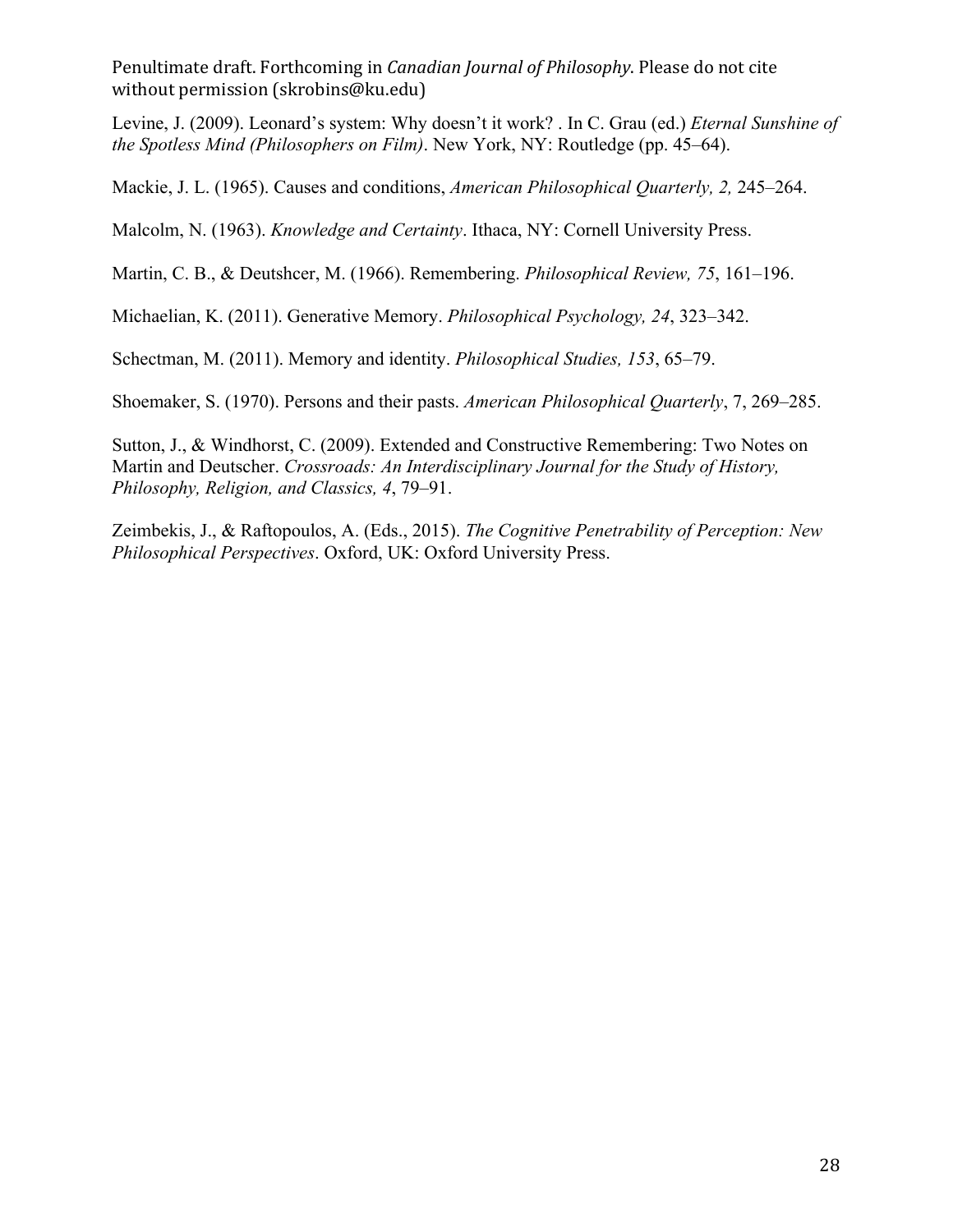Levine, J. (2009). Leonard's system: Why doesn't it work? . In C. Grau (ed.) *Eternal Sunshine of the Spotless Mind (Philosophers on Film)*. New York, NY: Routledge (pp. 45–64).

Mackie, J. L. (1965). Causes and conditions, *American Philosophical Quarterly, 2,* 245–264.

Malcolm, N. (1963). *Knowledge and Certainty*. Ithaca, NY: Cornell University Press.

Martin, C. B., & Deutshcer, M. (1966). Remembering. *Philosophical Review, 75*, 161–196.

Michaelian, K. (2011). Generative Memory. *Philosophical Psychology, 24*, 323–342.

Schectman, M. (2011). Memory and identity. *Philosophical Studies, 153*, 65–79.

Shoemaker, S. (1970). Persons and their pasts. *American Philosophical Quarterly*, 7, 269–285.

Sutton, J., & Windhorst, C. (2009). Extended and Constructive Remembering: Two Notes on Martin and Deutscher. *Crossroads: An Interdisciplinary Journal for the Study of History, Philosophy, Religion, and Classics, 4*, 79–91.

Zeimbekis, J., & Raftopoulos, A. (Eds., 2015). *The Cognitive Penetrability of Perception: New Philosophical Perspectives*. Oxford, UK: Oxford University Press.